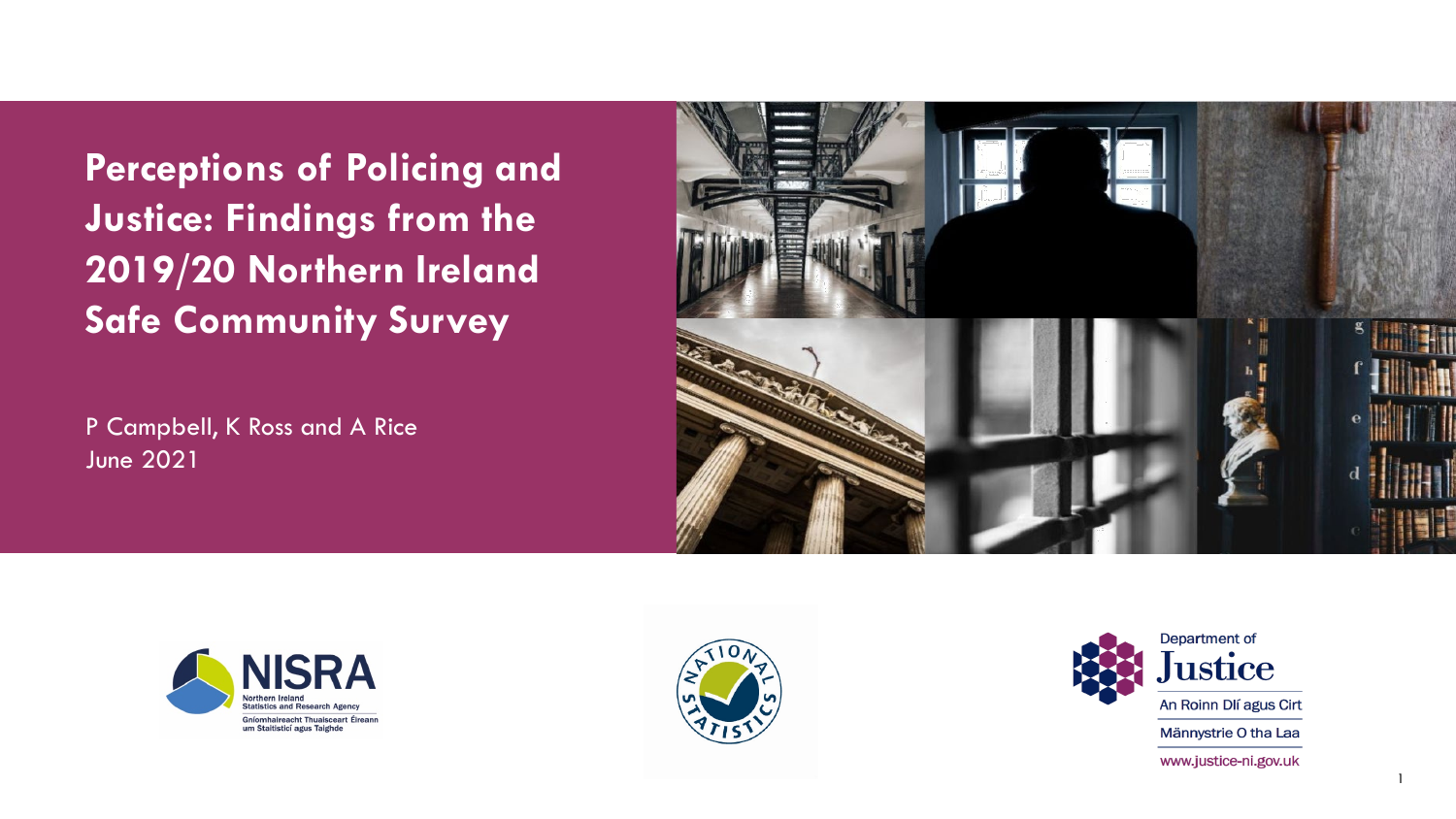# Perceptions of Policing and Justice: Findings from the 2019/20 Northern Ireland Safe Community Survey

P Campbell, K Ross and A Rice
June 2021

NISRA
Northern Ireland Statistics and Research Agency
Gníomhaireacht Thuaisceart Éireann um Staitisticí agus Taighde

Department of Justice
An Roinn Dlí agus Cirt
Männystrie O tha Laa
www.justice-ni.gov.uk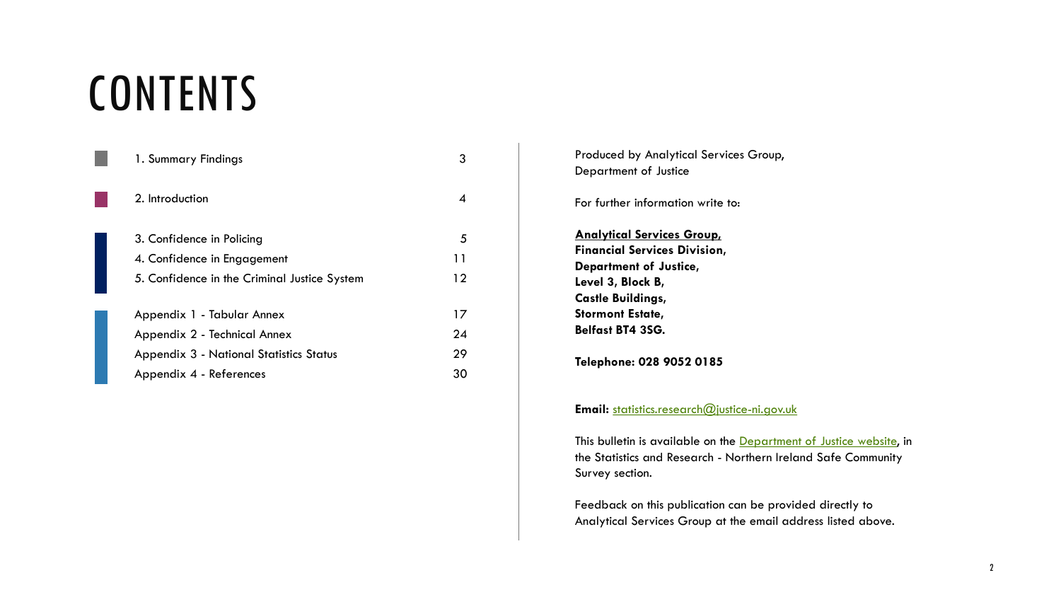# CONTENTS

| Section | Page |
| --- | --- |
| 1. Summary Findings | 3 |
| 2. Introduction | 4 |
| 3. Confidence in Policing | 5 |
| 4. Confidence in Engagement | 11 |
| 5. Confidence in the Criminal Justice System | 12 |
| Appendix 1 - Tabular Annex | 17 |
| Appendix 2 - Technical Annex | 24 |
| Appendix 3 - National Statistics Status | 29 |
| Appendix 4 - References | 30 |

Produced by Analytical Services Group, Department of Justice

For further information write to:

**Analytical Services Group,**
**Financial Services Division,**
**Department of Justice,**
**Level 3, Block B,**
**Castle Buildings,**
**Stormont Estate,**
**Belfast BT4 3SG.**

**Telephone: 028 9052 0185**

**Email:** statistics.research@justice-ni.gov.uk

This bulletin is available on the Department of Justice website, in the Statistics and Research - Northern Ireland Safe Community Survey section.

Feedback on this publication can be provided directly to Analytical Services Group at the email address listed above.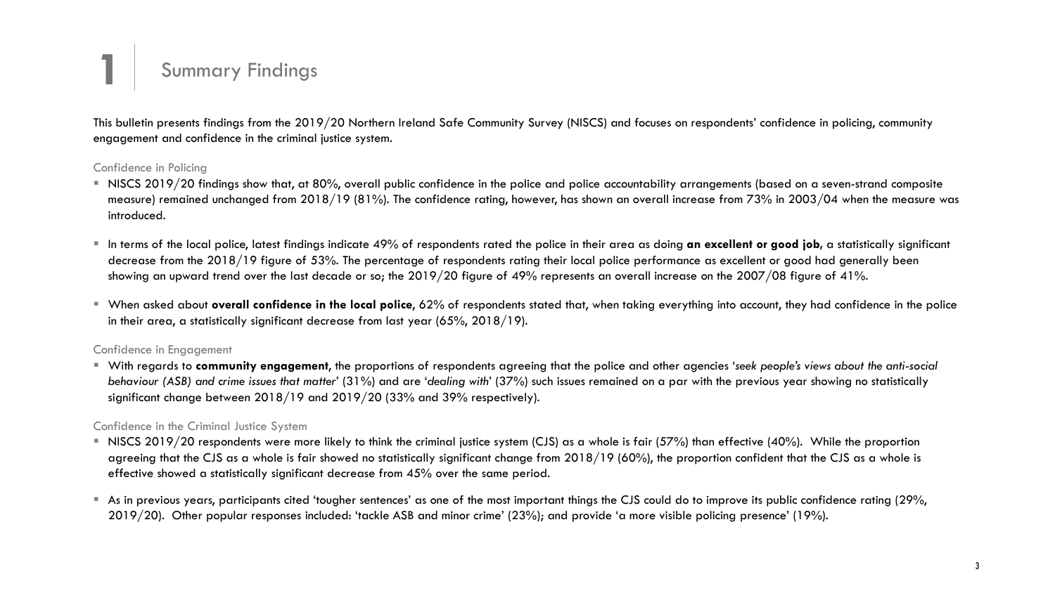# 1 Summary Findings

This bulletin presents findings from the 2019/20 Northern Ireland Safe Community Survey (NISCS) and focuses on respondents' confidence in policing, community engagement and confidence in the criminal justice system.

### Confidence in Policing

- NISCS 2019/20 findings show that, at 80%, overall public confidence in the police and police accountability arrangements (based on a seven-strand composite measure) remained unchanged from 2018/19 (81%). The confidence rating, however, has shown an overall increase from 73% in 2003/04 when the measure was introduced.
- In terms of the local police, latest findings indicate 49% of respondents rated the police in their area as doing **an excellent or good job**, a statistically significant decrease from the 2018/19 figure of 53%. The percentage of respondents rating their local police performance as excellent or good had generally been showing an upward trend over the last decade or so; the 2019/20 figure of 49% represents an overall increase on the 2007/08 figure of 41%.
- When asked about **overall confidence in the local police**, 62% of respondents stated that, when taking everything into account, they had confidence in the police in their area, a statistically significant decrease from last year (65%, 2018/19).

### Confidence in Engagement

- With regards to **community engagement**, the proportions of respondents agreeing that the police and other agencies '*seek people's views about the anti-social behaviour (ASB) and crime issues that matter*' (31%) and are '*dealing with*' (37%) such issues remained on a par with the previous year showing no statistically significant change between 2018/19 and 2019/20 (33% and 39% respectively).

### Confidence in the Criminal Justice System

- NISCS 2019/20 respondents were more likely to think the criminal justice system (CJS) as a whole is fair (57%) than effective (40%). While the proportion agreeing that the CJS as a whole is fair showed no statistically significant change from 2018/19 (60%), the proportion confident that the CJS as a whole is effective showed a statistically significant decrease from 45% over the same period.
- As in previous years, participants cited 'tougher sentences' as one of the most important things the CJS could do to improve its public confidence rating (29%, 2019/20). Other popular responses included: 'tackle ASB and minor crime' (23%); and provide 'a more visible policing presence' (19%).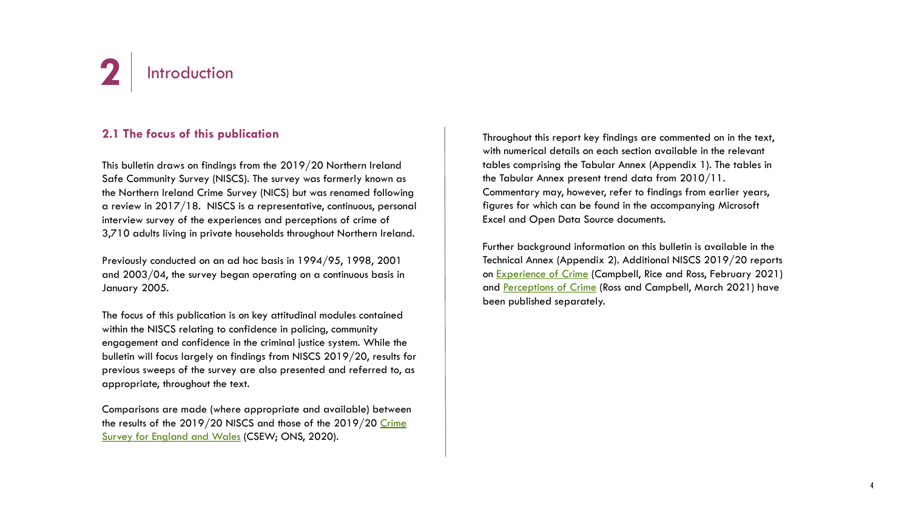# 2 Introduction

## 2.1 The focus of this publication

This bulletin draws on findings from the 2019/20 Northern Ireland Safe Community Survey (NISCS). The survey was formerly known as the Northern Ireland Crime Survey (NICS) but was renamed following a review in 2017/18. NISCS is a representative, continuous, personal interview survey of the experiences and perceptions of crime of 3,710 adults living in private households throughout Northern Ireland.

Previously conducted on an ad hoc basis in 1994/95, 1998, 2001 and 2003/04, the survey began operating on a continuous basis in January 2005.

The focus of this publication is on key attitudinal modules contained within the NISCS relating to confidence in policing, community engagement and confidence in the criminal justice system. While the bulletin will focus largely on findings from NISCS 2019/20, results for previous sweeps of the survey are also presented and referred to, as appropriate, throughout the text.

Comparisons are made (where appropriate and available) between the results of the 2019/20 NISCS and those of the 2019/20 Crime Survey for England and Wales (CSEW; ONS, 2020).

Throughout this report key findings are commented on in the text, with numerical details on each section available in the relevant tables comprising the Tabular Annex (Appendix 1). The tables in the Tabular Annex present trend data from 2010/11. Commentary may, however, refer to findings from earlier years, figures for which can be found in the accompanying Microsoft Excel and Open Data Source documents.

Further background information on this bulletin is available in the Technical Annex (Appendix 2). Additional NISCS 2019/20 reports on Experience of Crime (Campbell, Rice and Ross, February 2021) and Perceptions of Crime (Ross and Campbell, March 2021) have been published separately.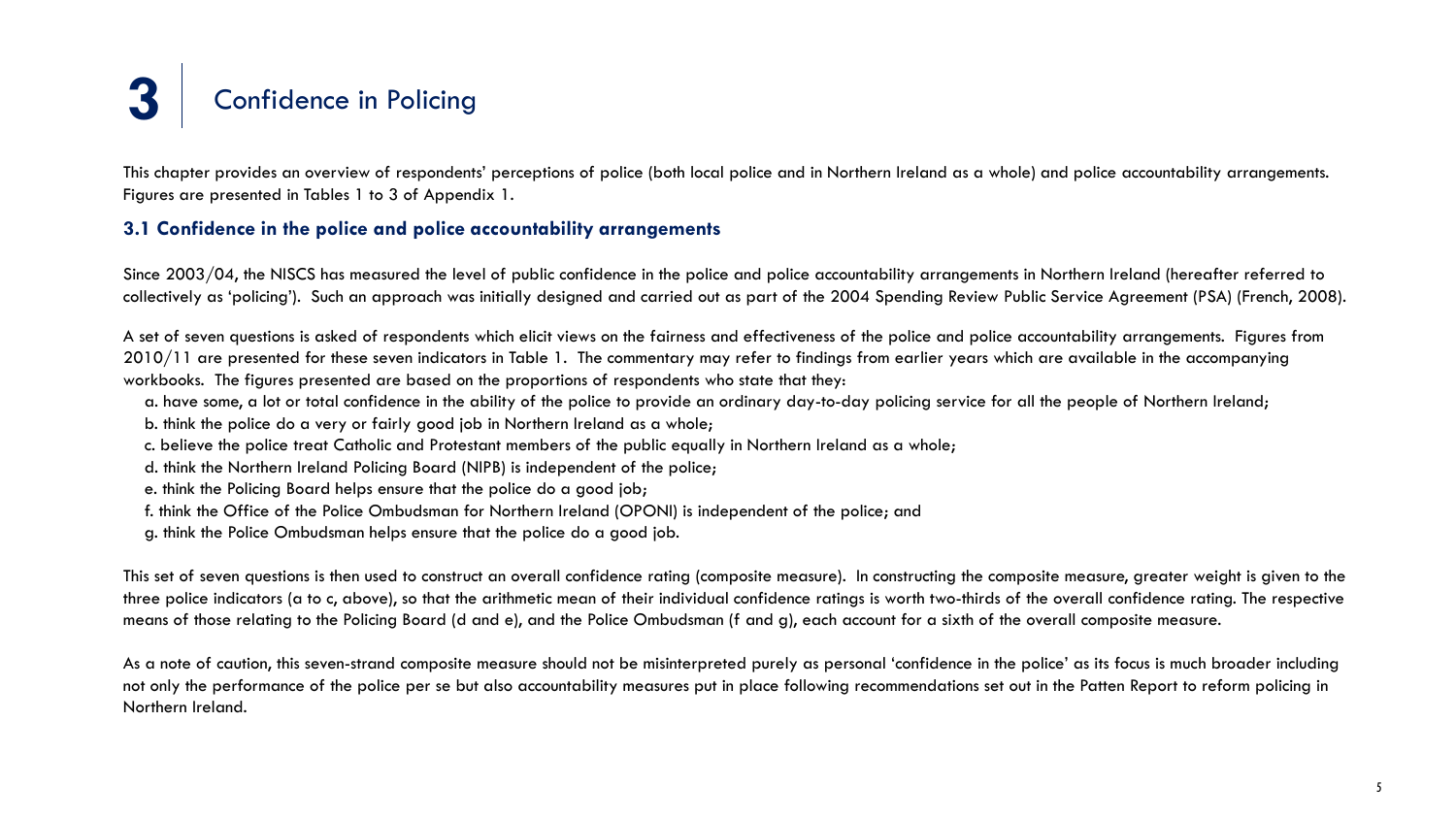# 3 Confidence in Policing

This chapter provides an overview of respondents' perceptions of police (both local police and in Northern Ireland as a whole) and police accountability arrangements. Figures are presented in Tables 1 to 3 of Appendix 1.

## 3.1 Confidence in the police and police accountability arrangements

Since 2003/04, the NISCS has measured the level of public confidence in the police and police accountability arrangements in Northern Ireland (hereafter referred to collectively as 'policing'). Such an approach was initially designed and carried out as part of the 2004 Spending Review Public Service Agreement (PSA) (French, 2008).

A set of seven questions is asked of respondents which elicit views on the fairness and effectiveness of the police and police accountability arrangements. Figures from 2010/11 are presented for these seven indicators in Table 1. The commentary may refer to findings from earlier years which are available in the accompanying workbooks. The figures presented are based on the proportions of respondents who state that they:

a. have some, a lot or total confidence in the ability of the police to provide an ordinary day-to-day policing service for all the people of Northern Ireland;
b. think the police do a very or fairly good job in Northern Ireland as a whole;
c. believe the police treat Catholic and Protestant members of the public equally in Northern Ireland as a whole;
d. think the Northern Ireland Policing Board (NIPB) is independent of the police;
e. think the Policing Board helps ensure that the police do a good job;
f. think the Office of the Police Ombudsman for Northern Ireland (OPONI) is independent of the police; and
g. think the Police Ombudsman helps ensure that the police do a good job.

This set of seven questions is then used to construct an overall confidence rating (composite measure). In constructing the composite measure, greater weight is given to the three police indicators (a to c, above), so that the arithmetic mean of their individual confidence ratings is worth two-thirds of the overall confidence rating. The respective means of those relating to the Policing Board (d and e), and the Police Ombudsman (f and g), each account for a sixth of the overall composite measure.

As a note of caution, this seven-strand composite measure should not be misinterpreted purely as personal 'confidence in the police' as its focus is much broader including not only the performance of the police per se but also accountability measures put in place following recommendations set out in the Patten Report to reform policing in Northern Ireland.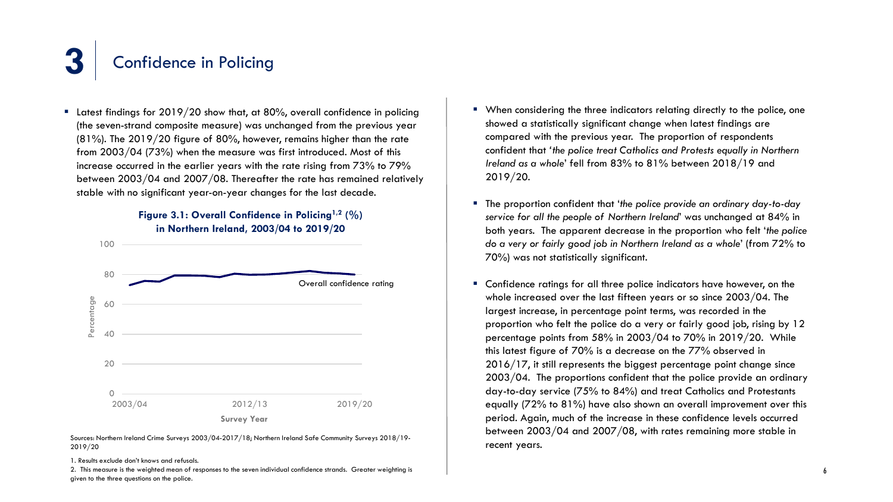# 3 Confidence in Policing

- Latest findings for 2019/20 show that, at 80%, overall confidence in policing (the seven-strand composite measure) was unchanged from the previous year (81%). The 2019/20 figure of 80%, however, remains higher than the rate from 2003/04 (73%) when the measure was first introduced. Most of this increase occurred in the earlier years with the rate rising from 73% to 79% between 2003/04 and 2007/08. Thereafter the rate has remained relatively stable with no significant year-on-year changes for the last decade.

**Figure 3.1: Overall Confidence in Policing[1,2] (%) in Northern Ireland, 2003/04 to 2019/20**

Sources: Northern Ireland Crime Surveys 2003/04-2017/18; Northern Ireland Safe Community Surveys 2018/19-2019/20

1. Results exclude don't knows and refusals.
2. This measure is the weighted mean of responses to the seven individual confidence strands. Greater weighting is given to the three questions on the police.

- When considering the three indicators relating directly to the police, one showed a statistically significant change when latest findings are compared with the previous year. The proportion of respondents confident that '*the police treat Catholics and Protests equally in Northern Ireland as a whole*' fell from 83% to 81% between 2018/19 and 2019/20.

- The proportion confident that '*the police provide an ordinary day-to-day service for all the people of Northern Ireland*' was unchanged at 84% in both years. The apparent decrease in the proportion who felt '*the police do a very or fairly good job in Northern Ireland as a whole*' (from 72% to 70%) was not statistically significant.

- Confidence ratings for all three police indicators have however, on the whole increased over the last fifteen years or so since 2003/04. The largest increase, in percentage point terms, was recorded in the proportion who felt the police do a very or fairly good job, rising by 12 percentage points from 58% in 2003/04 to 70% in 2019/20. While this latest figure of 70% is a decrease on the 77% observed in 2016/17, it still represents the biggest percentage point change since 2003/04. The proportions confident that the police provide an ordinary day-to-day service (75% to 84%) and treat Catholics and Protestants equally (72% to 81%) have also shown an overall improvement over this period. Again, much of the increase in these confidence levels occurred between 2003/04 and 2007/08, with rates remaining more stable in recent years.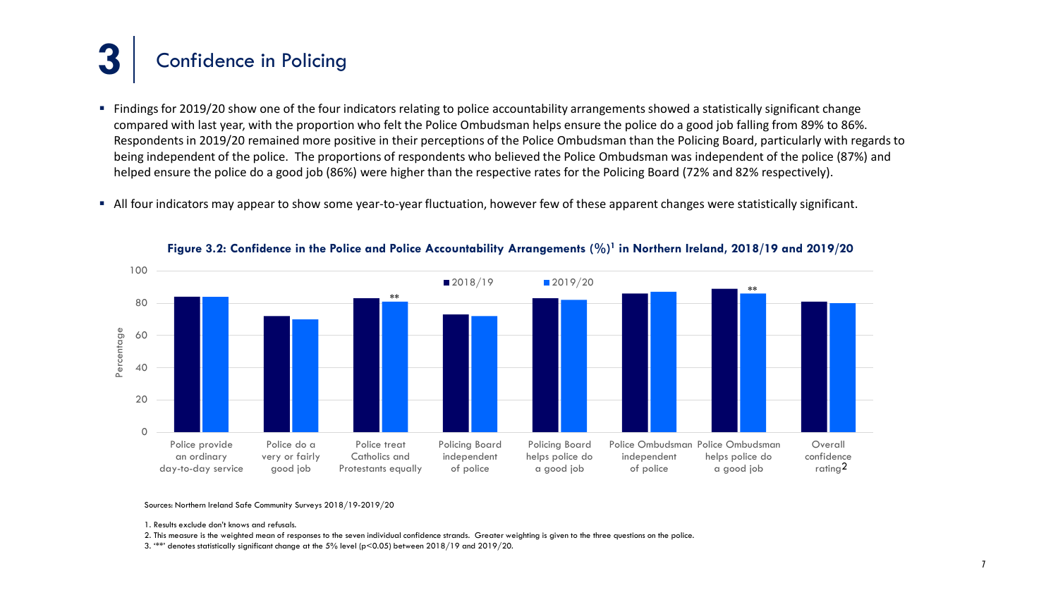# 3 Confidence in Policing

- Findings for 2019/20 show one of the four indicators relating to police accountability arrangements showed a statistically significant change compared with last year, with the proportion who felt the Police Ombudsman helps ensure the police do a good job falling from 89% to 86%. Respondents in 2019/20 remained more positive in their perceptions of the Police Ombudsman than the Policing Board, particularly with regards to being independent of the police. The proportions of respondents who believed the Police Ombudsman was independent of the police (87%) and helped ensure the police do a good job (86%) were higher than the respective rates for the Policing Board (72% and 82% respectively).

- All four indicators may appear to show some year-to-year fluctuation, however few of these apparent changes were statistically significant.

**Figure 3.2: Confidence in the Police and Police Accountability Arrangements (%)[1] in Northern Ireland, 2018/19 and 2019/20**

| Indicator | 2018/19 | 2019/20 |
|---|---|---|
| Police provide an ordinary day-to-day service | 84 | 84 |
| Police do a very or fairly good job | 72 | 70 |
| Police treat Catholics and Protestants equally | 83 | 81 ** |
| Policing Board independent of police | 73 | 72 |
| Policing Board helps police do a good job | 83 | 82 |
| Police Ombudsman independent of police | 86 | 87 |
| Police Ombudsman helps police do a good job | 89 | 86 ** |
| Overall confidence rating[2] | 81 | 80 |

Sources: Northern Ireland Safe Community Surveys 2018/19-2019/20

1. Results exclude don't knows and refusals.
2. This measure is the weighted mean of responses to the seven individual confidence strands. Greater weighting is given to the three questions on the police.
3. '**' denotes statistically significant change at the 5% level ($p<0.05$) between 2018/19 and 2019/20.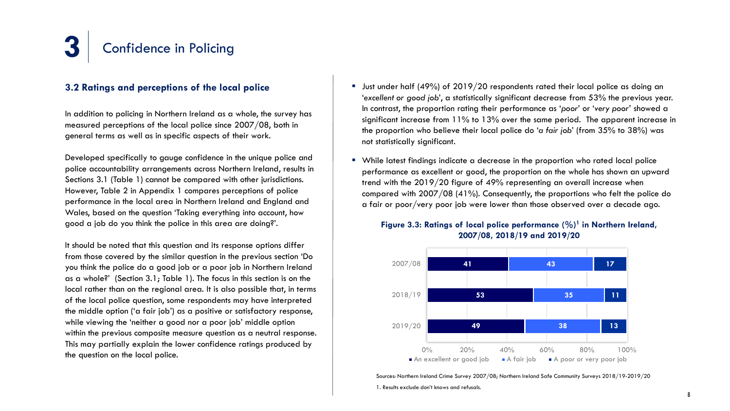# 3 Confidence in Policing

## 3.2 Ratings and perceptions of the local police

In addition to policing in Northern Ireland as a whole, the survey has measured perceptions of the local police since 2007/08, both in general terms as well as in specific aspects of their work.

Developed specifically to gauge confidence in the unique police and police accountability arrangements across Northern Ireland, results in Sections 3.1 (Table 1) cannot be compared with other jurisdictions. However, Table 2 in Appendix 1 compares perceptions of police performance in the local area in Northern Ireland and England and Wales, based on the question 'Taking everything into account, how good a job do you think the police in this area are doing?'.

It should be noted that this question and its response options differ from those covered by the similar question in the previous section 'Do you think the police do a good job or a poor job in Northern Ireland as a whole?' (Section 3.1; Table 1). The focus in this section is on the local rather than on the regional area. It is also possible that, in terms of the local police question, some respondents may have interpreted the middle option ('a fair job') as a positive or satisfactory response, while viewing the 'neither a good nor a poor job' middle option within the previous composite measure question as a neutral response. This may partially explain the lower confidence ratings produced by the question on the local police.

- Just under half (49%) of 2019/20 respondents rated their local police as doing an '*excellent or good job*', a statistically significant decrease from 53% the previous year. In contrast, the proportion rating their performance as '*poor*' or '*very poor*' showed a significant increase from 11% to 13% over the same period. The apparent increase in the proportion who believe their local police do '*a fair job*' (from 35% to 38%) was not statistically significant.
- While latest findings indicate a decrease in the proportion who rated local police performance as excellent or good, the proportion on the whole has shown an upward trend with the 2019/20 figure of 49% representing an overall increase when compared with 2007/08 (41%). Consequently, the proportions who felt the police do a fair or poor/very poor job were lower than those observed over a decade ago.

**Figure 3.3: Ratings of local police performance (%)[1] in Northern Ireland, 2007/08, 2018/19 and 2019/20**

| | An excellent or good job | A fair job | A poor or very poor job |
|---|---|---|---|
| 2007/08 | 41 | 43 | 17 |
| 2018/19 | 53 | 35 | 11 |
| 2019/20 | 49 | 38 | 13 |

Sources: Northern Ireland Crime Survey 2007/08; Northern Ireland Safe Community Surveys 2018/19-2019/20

1. Results exclude don't knows and refusals.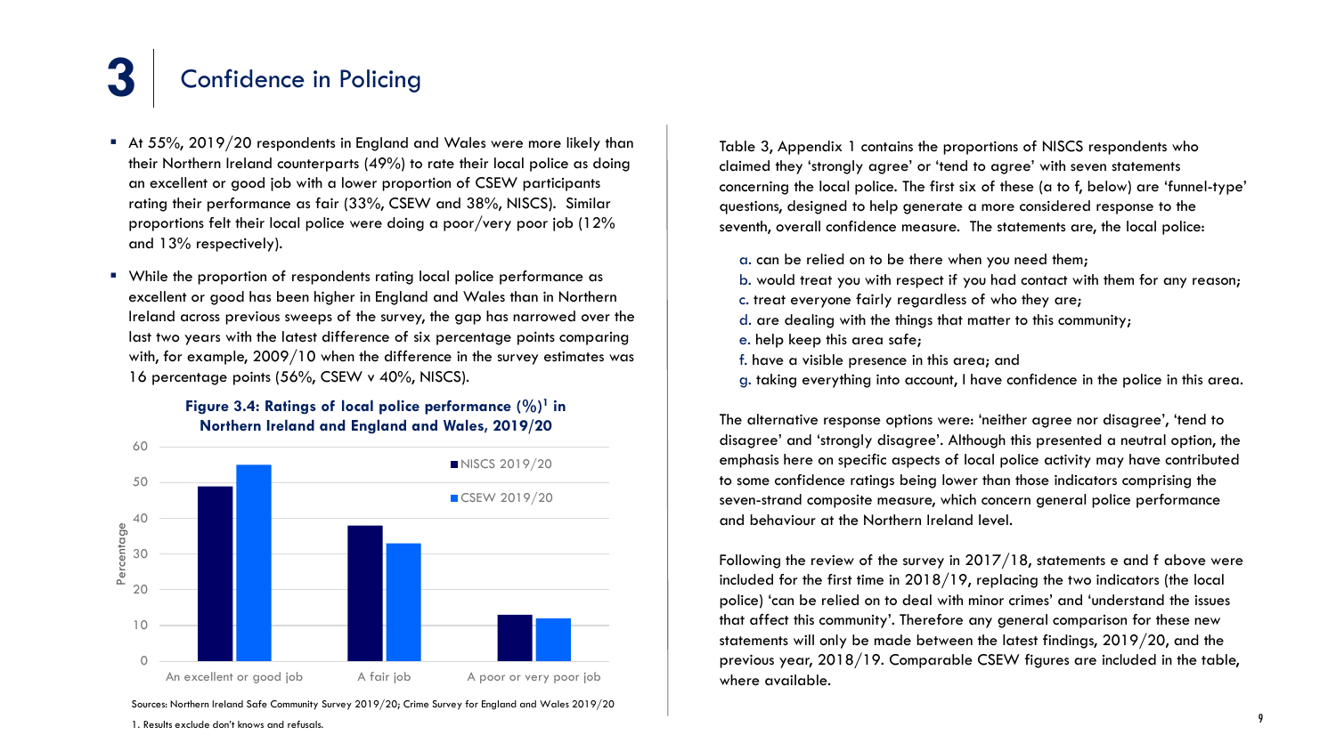# 3 Confidence in Policing

- At 55%, 2019/20 respondents in England and Wales were more likely than their Northern Ireland counterparts (49%) to rate their local police as doing an excellent or good job with a lower proportion of CSEW participants rating their performance as fair (33%, CSEW and 38%, NISCS). Similar proportions felt their local police were doing a poor/very poor job (12% and 13% respectively).
- While the proportion of respondents rating local police performance as excellent or good has been higher in England and Wales than in Northern Ireland across previous sweeps of the survey, the gap has narrowed over the last two years with the latest difference of six percentage points comparing with, for example, 2009/10 when the difference in the survey estimates was 16 percentage points (56%, CSEW v 40%, NISCS).

**Figure 3.4: Ratings of local police performance (%)[1] in Northern Ireland and England and Wales, 2019/20**

| | NISCS 2019/20 | CSEW 2019/20 |
|---|---|---|
| An excellent or good job | 49 | 55 |
| A fair job | 38 | 33 |
| A poor or very poor job | 13 | 12 |

Sources: Northern Ireland Safe Community Survey 2019/20; Crime Survey for England and Wales 2019/20

1. Results exclude don't knows and refusals.

Table 3, Appendix 1 contains the proportions of NISCS respondents who claimed they 'strongly agree' or 'tend to agree' with seven statements concerning the local police. The first six of these (a to f, below) are 'funnel-type' questions, designed to help generate a more considered response to the seventh, overall confidence measure. The statements are, the local police:

a. can be relied on to be there when you need them;
b. would treat you with respect if you had contact with them for any reason;
c. treat everyone fairly regardless of who they are;
d. are dealing with the things that matter to this community;
e. help keep this area safe;
f. have a visible presence in this area; and
g. taking everything into account, I have confidence in the police in this area.

The alternative response options were: 'neither agree nor disagree', 'tend to disagree' and 'strongly disagree'. Although this presented a neutral option, the emphasis here on specific aspects of local police activity may have contributed to some confidence ratings being lower than those indicators comprising the seven-strand composite measure, which concern general police performance and behaviour at the Northern Ireland level.

Following the review of the survey in 2017/18, statements e and f above were included for the first time in 2018/19, replacing the two indicators (the local police) 'can be relied on to deal with minor crimes' and 'understand the issues that affect this community'. Therefore any general comparison for these new statements will only be made between the latest findings, 2019/20, and the previous year, 2018/19. Comparable CSEW figures are included in the table, where available.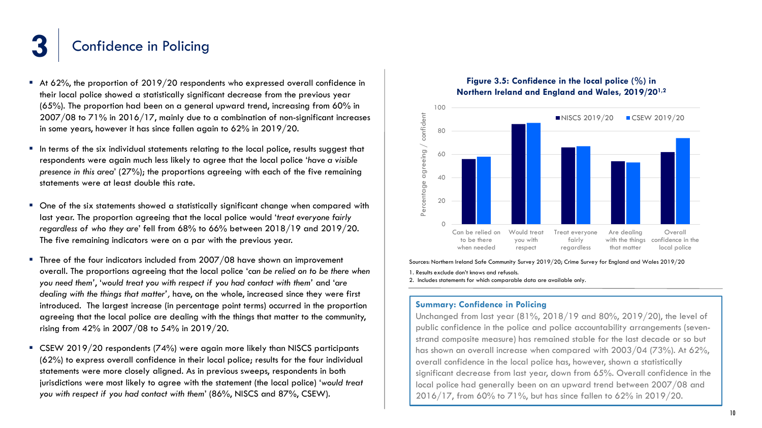# 3 Confidence in Policing

- At 62%, the proportion of 2019/20 respondents who expressed overall confidence in their local police showed a statistically significant decrease from the previous year (65%). The proportion had been on a general upward trend, increasing from 60% in 2007/08 to 71% in 2016/17, mainly due to a combination of non-significant increases in some years, however it has since fallen again to 62% in 2019/20.

- In terms of the six individual statements relating to the local police, results suggest that respondents were again much less likely to agree that the local police '*have a visible presence in this area*' (27%); the proportions agreeing with each of the five remaining statements were at least double this rate.

- One of the six statements showed a statistically significant change when compared with last year. The proportion agreeing that the local police would '*treat everyone fairly regardless of who they are*' fell from 68% to 66% between 2018/19 and 2019/20. The five remaining indicators were on a par with the previous year.

- Three of the four indicators included from 2007/08 have shown an improvement overall. The proportions agreeing that the local police '*can be relied on to be there when you need them*', '*would treat you with respect if you had contact with them*' and '*are dealing with the things that matter*', have, on the whole, increased since they were first introduced. The largest increase (in percentage point terms) occurred in the proportion agreeing that the local police are dealing with the things that matter to the community, rising from 42% in 2007/08 to 54% in 2019/20.

- CSEW 2019/20 respondents (74%) were again more likely than NISCS participants (62%) to express overall confidence in their local police; results for the four individual statements were more closely aligned. As in previous sweeps, respondents in both jurisdictions were most likely to agree with the statement (the local police) '*would treat you with respect if you had contact with them*' (86%, NISCS and 87%, CSEW).

**Figure 3.5: Confidence in the local police (%) in Northern Ireland and England and Wales, 2019/20[1,2]**

| | NISCS 2019/20 | CSEW 2019/20 |
|---|---|---|
| Can be relied on to be there when needed | 56 | 58 |
| Would treat you with respect | 86 | 87 |
| Treat everyone fairly regardless | 66 | 67 |
| Are dealing with the things that matter | 54 | 53 |
| Overall confidence in the local police | 62 | 74 |

Sources: Northern Ireland Safe Community Survey 2019/20; Crime Survey for England and Wales 2019/20

1. Results exclude don't knows and refusals.
2. Includes statements for which comparable data are available only.

**Summary: Confidence in Policing**

Unchanged from last year (81%, 2018/19 and 80%, 2019/20), the level of public confidence in the police and police accountability arrangements (seven-strand composite measure) has remained stable for the last decade or so but has shown an overall increase when compared with 2003/04 (73%). At 62%, overall confidence in the local police has, however, shown a statistically significant decrease from last year, down from 65%. Overall confidence in the local police had generally been on an upward trend between 2007/08 and 2016/17, from 60% to 71%, but has since fallen to 62% in 2019/20.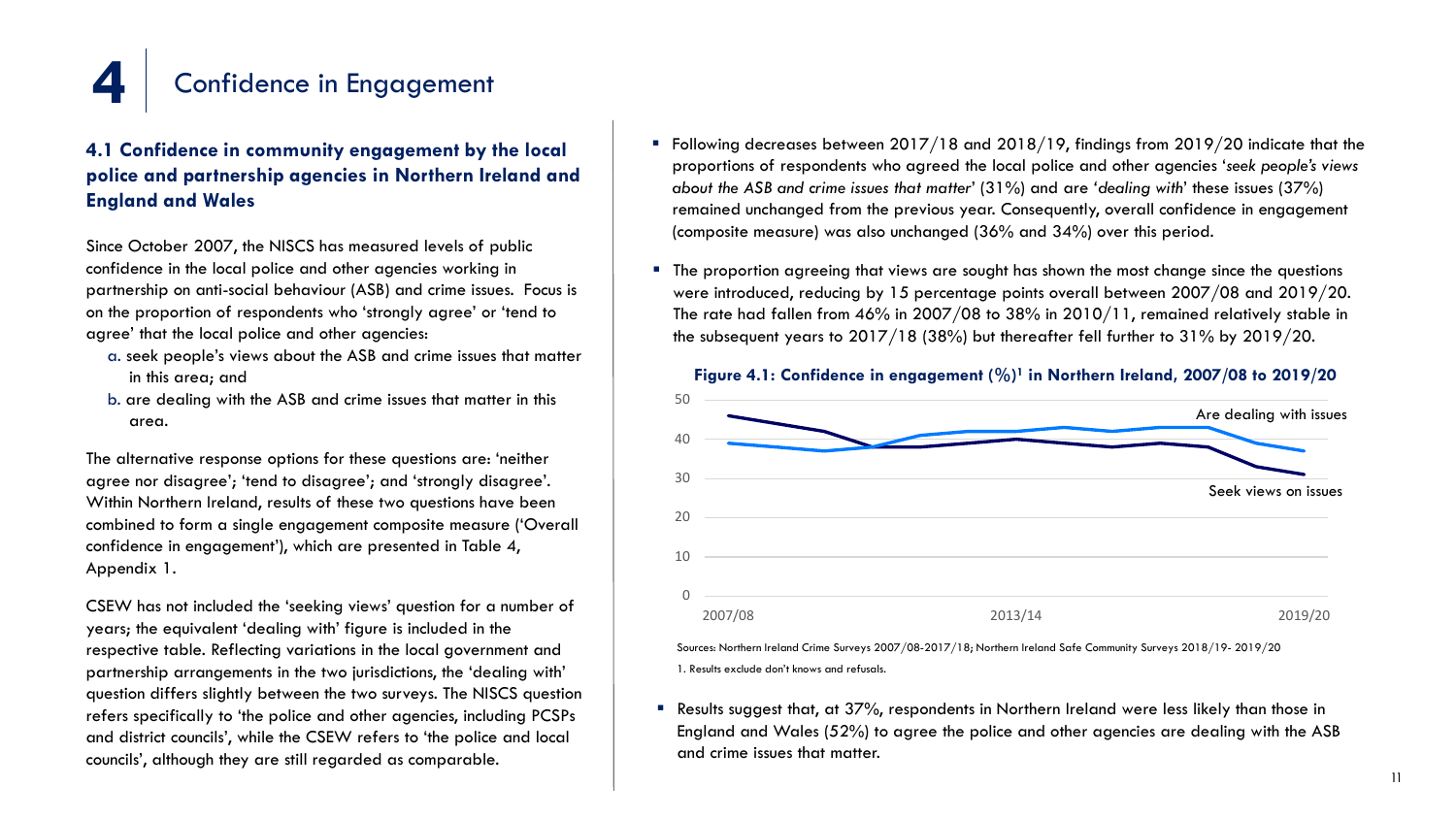# 4 Confidence in Engagement

### 4.1 Confidence in community engagement by the local police and partnership agencies in Northern Ireland and England and Wales

Since October 2007, the NISCS has measured levels of public confidence in the local police and other agencies working in partnership on anti-social behaviour (ASB) and crime issues. Focus is on the proportion of respondents who 'strongly agree' or 'tend to agree' that the local police and other agencies:

a. seek people's views about the ASB and crime issues that matter in this area; and
b. are dealing with the ASB and crime issues that matter in this area.

The alternative response options for these questions are: 'neither agree nor disagree'; 'tend to disagree'; and 'strongly disagree'. Within Northern Ireland, results of these two questions have been combined to form a single engagement composite measure ('Overall confidence in engagement'), which are presented in Table 4, Appendix 1.

CSEW has not included the 'seeking views' question for a number of years; the equivalent 'dealing with' figure is included in the respective table. Reflecting variations in the local government and partnership arrangements in the two jurisdictions, the 'dealing with' question differs slightly between the two surveys. The NISCS question refers specifically to 'the police and other agencies, including PCSPs and district councils', while the CSEW refers to 'the police and local councils', although they are still regarded as comparable.

- Following decreases between 2017/18 and 2018/19, findings from 2019/20 indicate that the proportions of respondents who agreed the local police and other agencies '*seek people's views about the ASB and crime issues that matter*' (31%) and are '*dealing with*' these issues (37%) remained unchanged from the previous year. Consequently, overall confidence in engagement (composite measure) was also unchanged (36% and 34%) over this period.
- The proportion agreeing that views are sought has shown the most change since the questions were introduced, reducing by 15 percentage points overall between 2007/08 and 2019/20. The rate had fallen from 46% in 2007/08 to 38% in 2010/11, remained relatively stable in the subsequent years to 2017/18 (38%) but thereafter fell further to 31% by 2019/20.

**Figure 4.1: Confidence in engagement (%)[1] in Northern Ireland, 2007/08 to 2019/20**

Sources: Northern Ireland Crime Surveys 2007/08-2017/18; Northern Ireland Safe Community Surveys 2018/19- 2019/20

1. Results exclude don't knows and refusals.

- Results suggest that, at 37%, respondents in Northern Ireland were less likely than those in England and Wales (52%) to agree the police and other agencies are dealing with the ASB and crime issues that matter.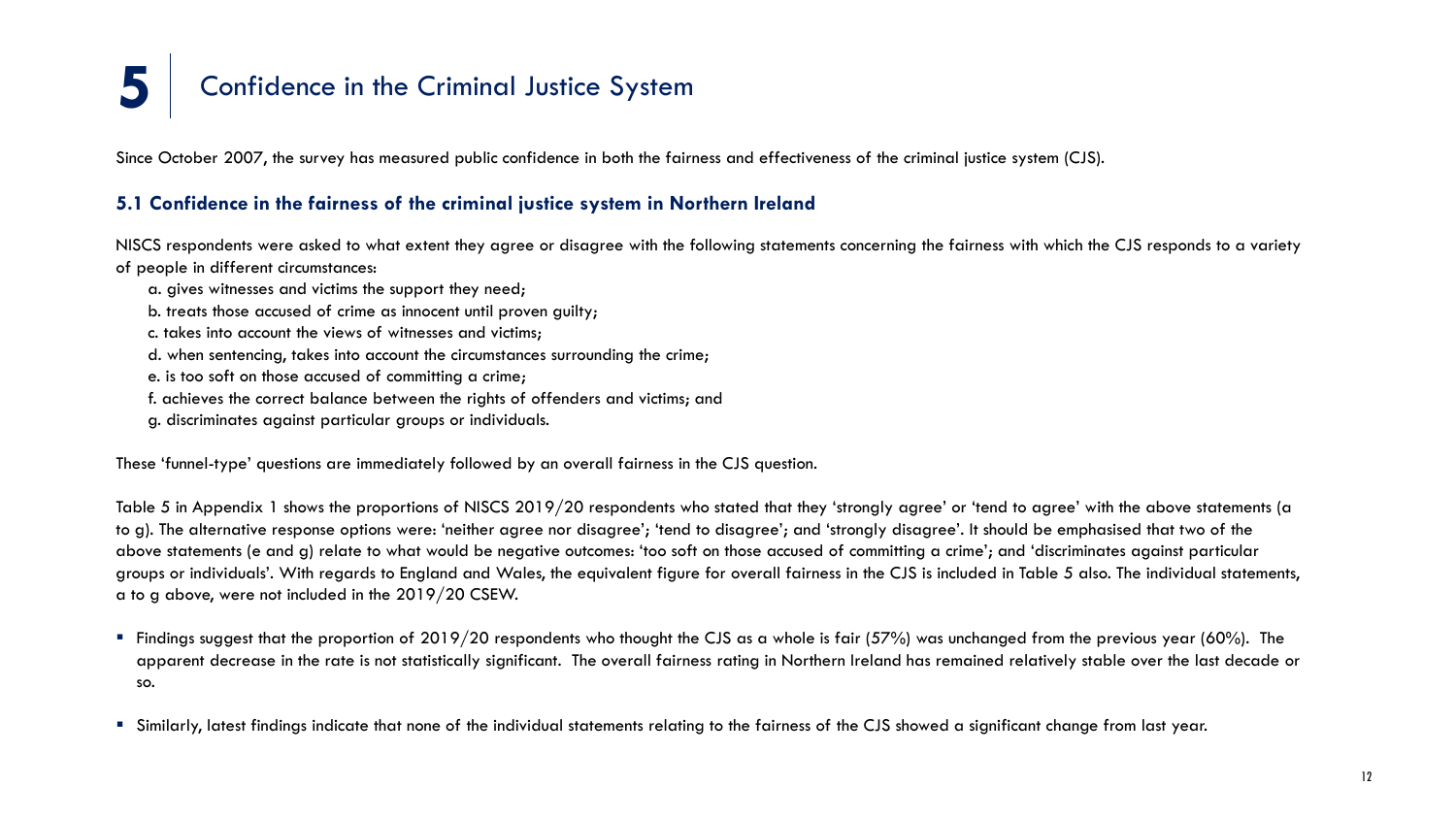# 5 Confidence in the Criminal Justice System

Since October 2007, the survey has measured public confidence in both the fairness and effectiveness of the criminal justice system (CJS).

### 5.1 Confidence in the fairness of the criminal justice system in Northern Ireland

NISCS respondents were asked to what extent they agree or disagree with the following statements concerning the fairness with which the CJS responds to a variety of people in different circumstances:

a. gives witnesses and victims the support they need;
b. treats those accused of crime as innocent until proven guilty;
c. takes into account the views of witnesses and victims;
d. when sentencing, takes into account the circumstances surrounding the crime;
e. is too soft on those accused of committing a crime;
f. achieves the correct balance between the rights of offenders and victims; and
g. discriminates against particular groups or individuals.

These 'funnel-type' questions are immediately followed by an overall fairness in the CJS question.

Table 5 in Appendix 1 shows the proportions of NISCS 2019/20 respondents who stated that they 'strongly agree' or 'tend to agree' with the above statements (a to g). The alternative response options were: 'neither agree nor disagree'; 'tend to disagree'; and 'strongly disagree'. It should be emphasised that two of the above statements (e and g) relate to what would be negative outcomes: 'too soft on those accused of committing a crime'; and 'discriminates against particular groups or individuals'. With regards to England and Wales, the equivalent figure for overall fairness in the CJS is included in Table 5 also. The individual statements, a to g above, were not included in the 2019/20 CSEW.

- Findings suggest that the proportion of 2019/20 respondents who thought the CJS as a whole is fair (57%) was unchanged from the previous year (60%). The apparent decrease in the rate is not statistically significant. The overall fairness rating in Northern Ireland has remained relatively stable over the last decade or so.
- Similarly, latest findings indicate that none of the individual statements relating to the fairness of the CJS showed a significant change from last year.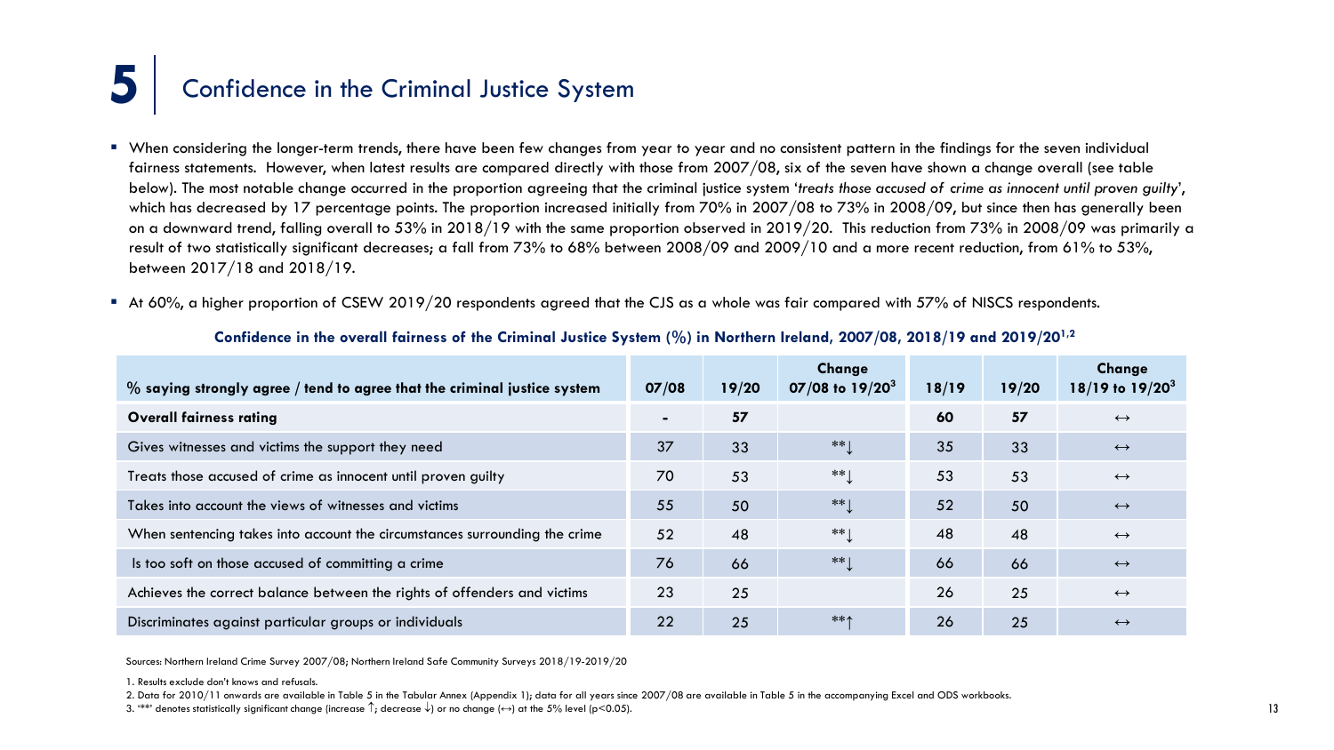# 5 Confidence in the Criminal Justice System

- When considering the longer-term trends, there have been few changes from year to year and no consistent pattern in the findings for the seven individual fairness statements. However, when latest results are compared directly with those from 2007/08, six of the seven have shown a change overall (see table below). The most notable change occurred in the proportion agreeing that the criminal justice system '*treats those accused of crime as innocent until proven guilty*', which has decreased by 17 percentage points. The proportion increased initially from 70% in 2007/08 to 73% in 2008/09, but since then has generally been on a downward trend, falling overall to 53% in 2018/19 with the same proportion observed in 2019/20. This reduction from 73% in 2008/09 was primarily a result of two statistically significant decreases; a fall from 73% to 68% between 2008/09 and 2009/10 and a more recent reduction, from 61% to 53%, between 2017/18 and 2018/19.
- At 60%, a higher proportion of CSEW 2019/20 respondents agreed that the CJS as a whole was fair compared with 57% of NISCS respondents.

**Confidence in the overall fairness of the Criminal Justice System (%) in Northern Ireland, 2007/08, 2018/19 and 2019/20[1,2]**

| % saying strongly agree / tend to agree that the criminal justice system | 07/08 | 19/20 | Change 07/08 to 19/20[3] | 18/19 | 19/20 | Change 18/19 to 19/20[3] |
|---|---|---|---|---|---|---|
| **Overall fairness rating** | - | **57** | | **60** | **57** | ↔ |
| Gives witnesses and victims the support they need | 37 | 33 | **↓ | 35 | 33 | ↔ |
| Treats those accused of crime as innocent until proven guilty | 70 | 53 | **↓ | 53 | 53 | ↔ |
| Takes into account the views of witnesses and victims | 55 | 50 | **↓ | 52 | 50 | ↔ |
| When sentencing takes into account the circumstances surrounding the crime | 52 | 48 | **↓ | 48 | 48 | ↔ |
| Is too soft on those accused of committing a crime | 76 | 66 | **↓ | 66 | 66 | ↔ |
| Achieves the correct balance between the rights of offenders and victims | 23 | 25 | | 26 | 25 | ↔ |
| Discriminates against particular groups or individuals | 22 | 25 | **↑ | 26 | 25 | ↔ |

Sources: Northern Ireland Crime Survey 2007/08; Northern Ireland Safe Community Surveys 2018/19-2019/20

1. Results exclude don't knows and refusals.
2. Data for 2010/11 onwards are available in Table 5 in the Tabular Annex (Appendix 1); data for all years since 2007/08 are available in Table 5 in the accompanying Excel and ODS workbooks.
3. '**' denotes statistically significant change (increase ↑; decrease ↓) or no change (↔) at the 5% level ($p<0.05$).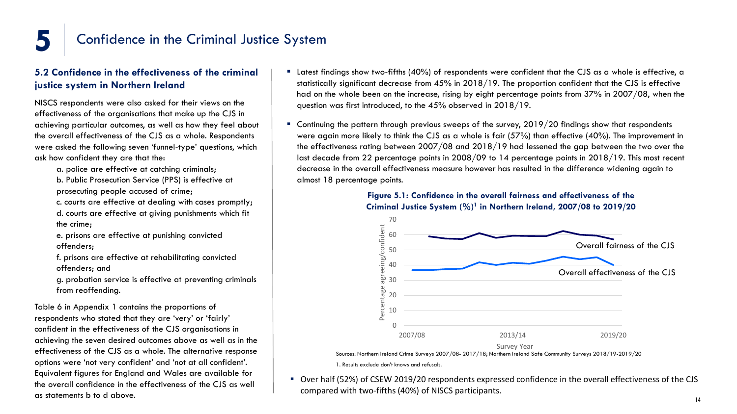# 5 Confidence in the Criminal Justice System

### 5.2 Confidence in the effectiveness of the criminal justice system in Northern Ireland

NISCS respondents were also asked for their views on the effectiveness of the organisations that make up the CJS in achieving particular outcomes, as well as how they feel about the overall effectiveness of the CJS as a whole. Respondents were asked the following seven 'funnel-type' questions, which ask how confident they are that the:

a. police are effective at catching criminals;
b. Public Prosecution Service (PPS) is effective at prosecuting people accused of crime;
c. courts are effective at dealing with cases promptly;
d. courts are effective at giving punishments which fit the crime;
e. prisons are effective at punishing convicted offenders;
f. prisons are effective at rehabilitating convicted offenders; and
g. probation service is effective at preventing criminals from reoffending.

Table 6 in Appendix 1 contains the proportions of respondents who stated that they are 'very' or 'fairly' confident in the effectiveness of the CJS organisations in achieving the seven desired outcomes above as well as in the effectiveness of the CJS as a whole. The alternative response options were 'not very confident' and 'not at all confident'. Equivalent figures for England and Wales are available for the overall confidence in the effectiveness of the CJS as well as statements b to d above.

- Latest findings show two-fifths (40%) of respondents were confident that the CJS as a whole is effective, a statistically significant decrease from 45% in 2018/19. The proportion confident that the CJS is effective had on the whole been on the increase, rising by eight percentage points from 37% in 2007/08, when the question was first introduced, to the 45% observed in 2018/19.
- Continuing the pattern through previous sweeps of the survey, 2019/20 findings show that respondents were again more likely to think the CJS as a whole is fair (57%) than effective (40%). The improvement in the effectiveness rating between 2007/08 and 2018/19 had lessened the gap between the two over the last decade from 22 percentage points in 2008/09 to 14 percentage points in 2018/19. This most recent decrease in the overall effectiveness measure however has resulted in the difference widening again to almost 18 percentage points.

**Figure 5.1: Confidence in the overall fairness and effectiveness of the Criminal Justice System (%)[1] in Northern Ireland, 2007/08 to 2019/20**

Sources: Northern Ireland Crime Surveys 2007/08- 2017/18; Northern Ireland Safe Community Surveys 2018/19-2019/20

1. Results exclude don't knows and refusals.

- Over half (52%) of CSEW 2019/20 respondents expressed confidence in the overall effectiveness of the CJS compared with two-fifths (40%) of NISCS participants.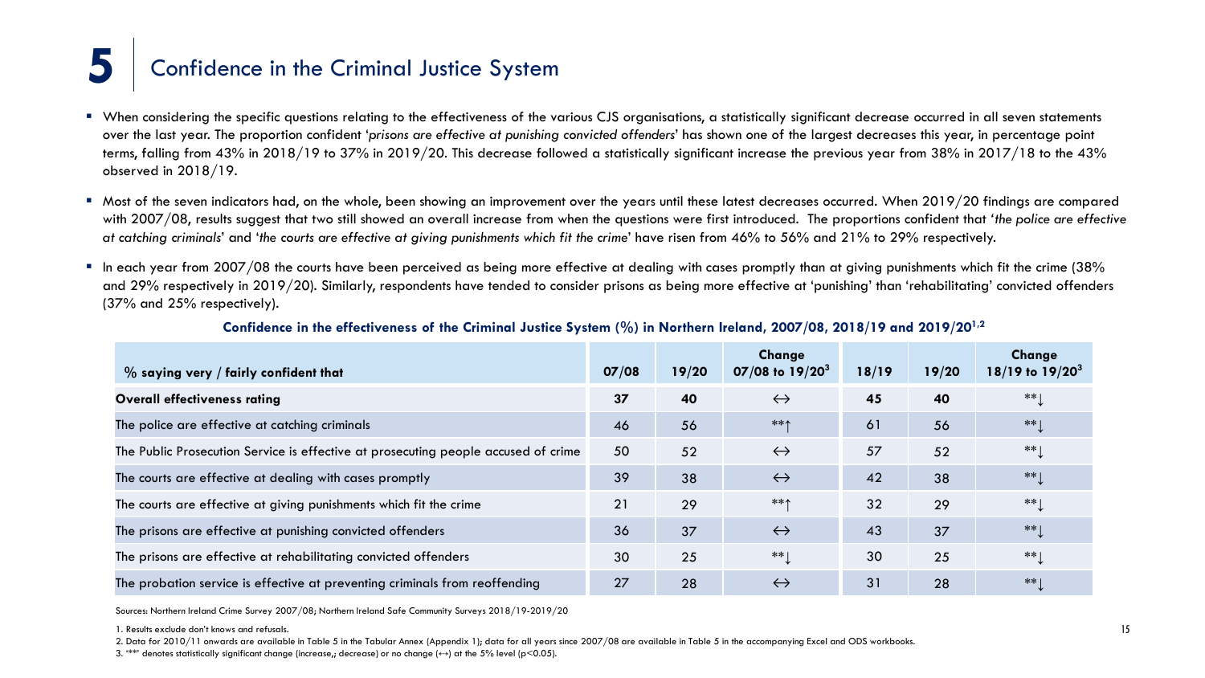# 5 Confidence in the Criminal Justice System

- When considering the specific questions relating to the effectiveness of the various CJS organisations, a statistically significant decrease occurred in all seven statements over the last year. The proportion confident '*prisons are effective at punishing convicted offenders*' has shown one of the largest decreases this year, in percentage point terms, falling from 43% in 2018/19 to 37% in 2019/20. This decrease followed a statistically significant increase the previous year from 38% in 2017/18 to the 43% observed in 2018/19.
- Most of the seven indicators had, on the whole, been showing an improvement over the years until these latest decreases occurred. When 2019/20 findings are compared with 2007/08, results suggest that two still showed an overall increase from when the questions were first introduced. The proportions confident that '*the police are effective at catching criminals*' and '*the courts are effective at giving punishments which fit the crime*' have risen from 46% to 56% and 21% to 29% respectively.
- In each year from 2007/08 the courts have been perceived as being more effective at dealing with cases promptly than at giving punishments which fit the crime (38% and 29% respectively in 2019/20). Similarly, respondents have tended to consider prisons as being more effective at 'punishing' than 'rehabilitating' convicted offenders (37% and 25% respectively).

**Confidence in the effectiveness of the Criminal Justice System (%) in Northern Ireland, 2007/08, 2018/19 and 2019/20[1,2]**

| % saying very / fairly confident that | 07/08 | 19/20 | Change 07/08 to 19/20[3] | 18/19 | 19/20 | Change 18/19 to 19/20[3] |
|---|---|---|---|---|---|---|
| **Overall effectiveness rating** | **37** | **40** | ↔ | **45** | **40** | **↓ |
| The police are effective at catching criminals | 46 | 56 | **↑ | 61 | 56 | **↓ |
| The Public Prosecution Service is effective at prosecuting people accused of crime | 50 | 52 | ↔ | 57 | 52 | **↓ |
| The courts are effective at dealing with cases promptly | 39 | 38 | ↔ | 42 | 38 | **↓ |
| The courts are effective at giving punishments which fit the crime | 21 | 29 | **↑ | 32 | 29 | **↓ |
| The prisons are effective at punishing convicted offenders | 36 | 37 | ↔ | 43 | 37 | **↓ |
| The prisons are effective at rehabilitating convicted offenders | 30 | 25 | **↓ | 30 | 25 | **↓ |
| The probation service is effective at preventing criminals from reoffending | 27 | 28 | ↔ | 31 | 28 | **↓ |

Sources: Northern Ireland Crime Survey 2007/08; Northern Ireland Safe Community Surveys 2018/19-2019/20

1. Results exclude don't knows and refusals.
2. Data for 2010/11 onwards are available in Table 5 in the Tabular Annex (Appendix 1); data for all years since 2007/08 are available in Table 5 in the accompanying Excel and ODS workbooks.
3. '**' denotes statistically significant change (increase↑; decrease↓) or no change (↔) at the 5% level ($p<0.05$).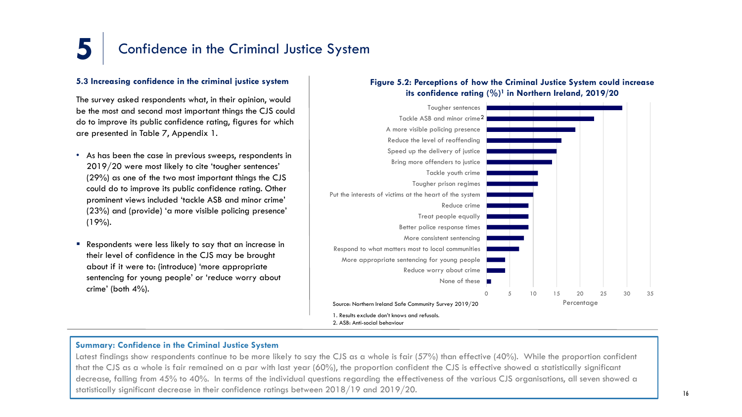# 5 Confidence in the Criminal Justice System

### 5.3 Increasing confidence in the criminal justice system

The survey asked respondents what, in their opinion, would be the most and second most important things the CJS could do to improve its public confidence rating, figures for which are presented in Table 7, Appendix 1.

- As has been the case in previous sweeps, respondents in 2019/20 were most likely to cite 'tougher sentences' (29%) as one of the two most important things the CJS could do to improve its public confidence rating. Other prominent views included 'tackle ASB and minor crime' (23%) and (provide) 'a more visible policing presence' (19%).
- Respondents were less likely to say that an increase in their level of confidence in the CJS may be brought about if it were to: (introduce) 'more appropriate sentencing for young people' or 'reduce worry about crime' (both 4%).

**Figure 5.2: Perceptions of how the Criminal Justice System could increase its confidence rating (%)[1] in Northern Ireland, 2019/20**

| Response | Percentage |
|---|---|
| Tougher sentences | 29 |
| Tackle ASB and minor crime[2] | 23 |
| A more visible policing presence | 19 |
| Reduce the level of reoffending | 16 |
| Speed up the delivery of justice | 15 |
| Bring more offenders to justice | 14 |
| Tackle youth crime | 11 |
| Tougher prison regimes | 11 |
| Put the interests of victims at the heart of the system | 10 |
| Reduce crime | 9 |
| Treat people equally | 9 |
| Better police response times | 9 |
| More consistent sentencing | 8 |
| Respond to what matters most to local communities | 7 |
| More appropriate sentencing for young people | 4 |
| Reduce worry about crime | 4 |
| None of these | 1 |

Source: Northern Ireland Safe Community Survey 2019/20

1. Results exclude don't knows and refusals.
2. ASB: Anti-social behaviour

**Summary: Confidence in the Criminal Justice System**

Latest findings show respondents continue to be more likely to say the CJS as a whole is fair (57%) than effective (40%). While the proportion confident that the CJS as a whole is fair remained on a par with last year (60%), the proportion confident the CJS is effective showed a statistically significant decrease, falling from 45% to 40%. In terms of the individual questions regarding the effectiveness of the various CJS organisations, all seven showed a statistically significant decrease in their confidence ratings between 2018/19 and 2019/20.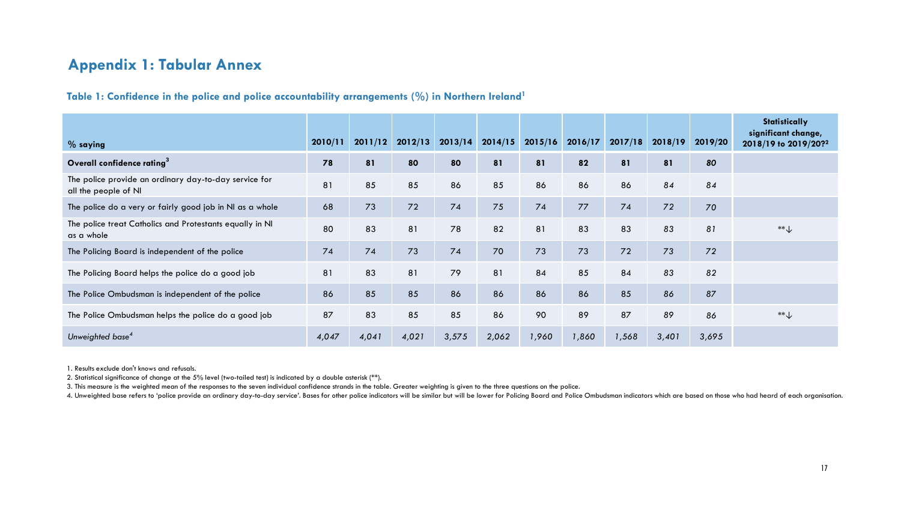## Appendix 1: Tabular Annex

### Table 1: Confidence in the police and police accountability arrangements (%) in Northern Ireland[1]

| % saying | 2010/11 | 2011/12 | 2012/13 | 2013/14 | 2014/15 | 2015/16 | 2016/17 | 2017/18 | 2018/19 | 2019/20 | Statistically significant change, 2018/19 to 2019/20?[2] |
|---|---|---|---|---|---|---|---|---|---|---|---|
| **Overall confidence rating[3]** | **78** | **81** | **80** | **80** | **81** | **81** | **82** | **81** | **81** | **80** | |
| The police provide an ordinary day-to-day service for all the people of NI | 81 | 85 | 85 | 86 | 85 | 86 | 86 | 86 | 84 | 84 | |
| The police do a very or fairly good job in NI as a whole | 68 | 73 | 72 | 74 | 75 | 74 | 77 | 74 | 72 | 70 | |
| The police treat Catholics and Protestants equally in NI as a whole | 80 | 83 | 81 | 78 | 82 | 81 | 83 | 83 | 83 | 81 | **↓ |
| The Policing Board is independent of the police | 74 | 74 | 73 | 74 | 70 | 73 | 73 | 72 | 73 | 72 | |
| The Policing Board helps the police do a good job | 81 | 83 | 81 | 79 | 81 | 84 | 85 | 84 | 83 | 82 | |
| The Police Ombudsman is independent of the police | 86 | 85 | 85 | 86 | 86 | 86 | 86 | 85 | 86 | 87 | |
| The Police Ombudsman helps the police do a good job | 87 | 83 | 85 | 85 | 86 | 90 | 89 | 87 | 89 | 86 | **↓ |
| *Unweighted base[4]* | *4,047* | *4,041* | *4,021* | *3,575* | *2,062* | *1,960* | *1,860* | *1,568* | *3,401* | *3,695* | |

1. Results exclude don't knows and refusals.
2. Statistical significance of change at the 5% level (two-tailed test) is indicated by a double asterisk (**).
3. This measure is the weighted mean of the responses to the seven individual confidence strands in the table. Greater weighting is given to the three questions on the police.
4. Unweighted base refers to 'police provide an ordinary day-to-day service'. Bases for other police indicators will be similar but will be lower for Policing Board and Police Ombudsman indicators which are based on those who had heard of each organisation.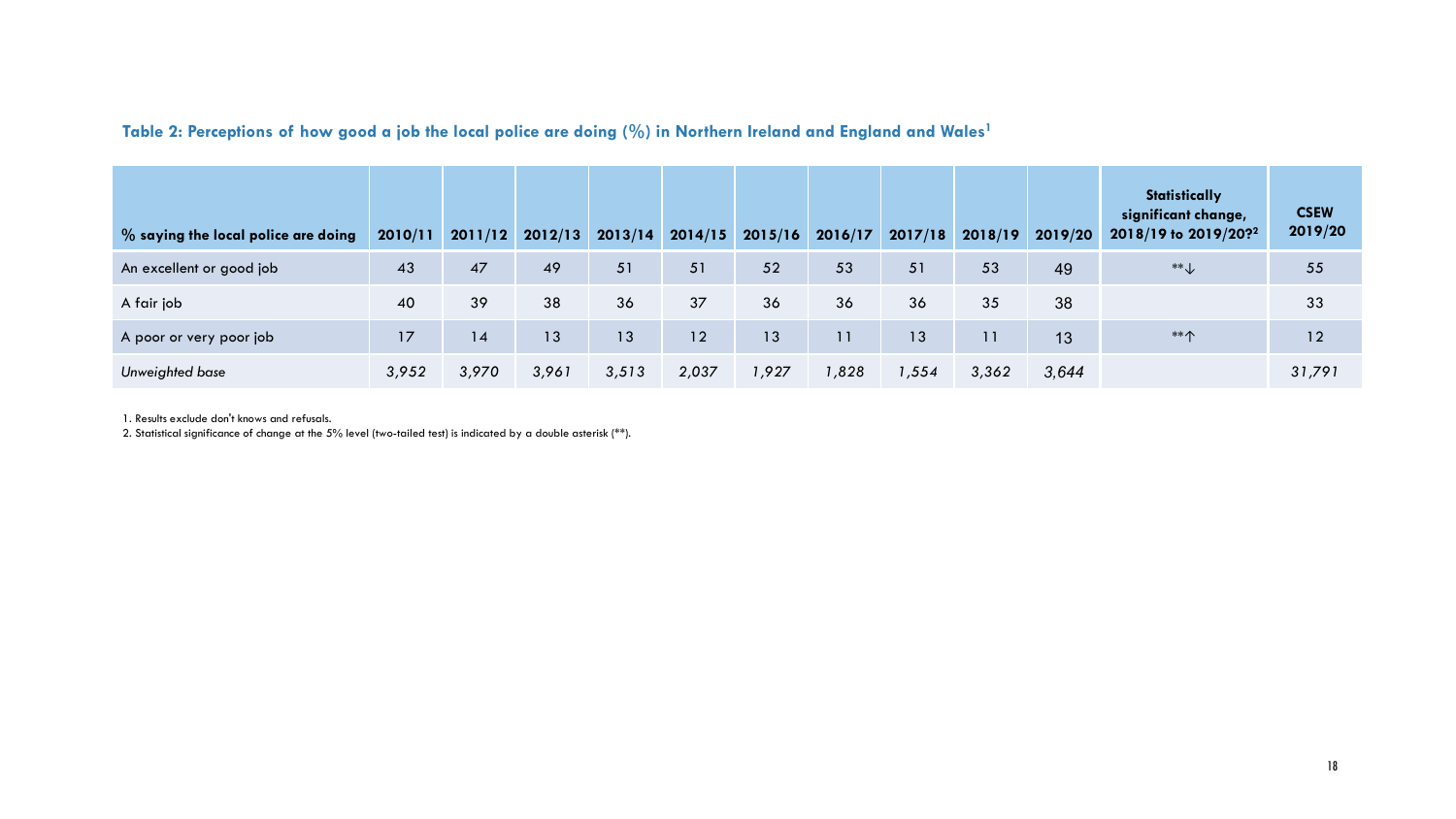**Table 2: Perceptions of how good a job the local police are doing (%) in Northern Ireland and England and Wales[1]**

| % saying the local police are doing | 2010/11 | 2011/12 | 2012/13 | 2013/14 | 2014/15 | 2015/16 | 2016/17 | 2017/18 | 2018/19 | 2019/20 | Statistically significant change, 2018/19 to 2019/20?[2] | CSEW 2019/20 |
|---|---|---|---|---|---|---|---|---|---|---|---|---|
| An excellent or good job | 43 | 47 | 49 | 51 | 51 | 52 | 53 | 51 | 53 | 49 | **↓ | 55 |
| A fair job | 40 | 39 | 38 | 36 | 37 | 36 | 36 | 36 | 35 | 38 | | 33 |
| A poor or very poor job | 17 | 14 | 13 | 13 | 12 | 13 | 11 | 13 | 11 | 13 | **↑ | 12 |
| *Unweighted base* | *3,952* | *3,970* | *3,961* | *3,513* | *2,037* | *1,927* | *1,828* | *1,554* | *3,362* | *3,644* | | *31,791* |

1. Results exclude don't knows and refusals.
2. Statistical significance of change at the 5% level (two-tailed test) is indicated by a double asterisk (**).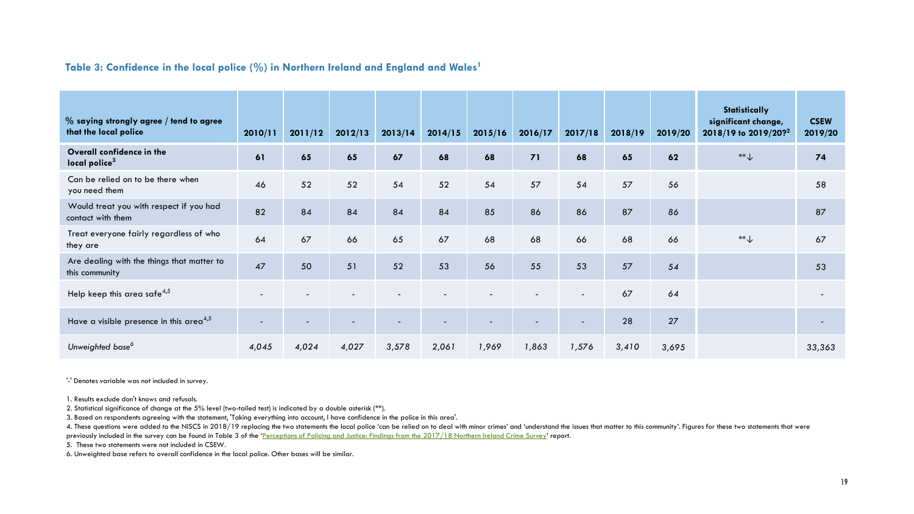### Table 3: Confidence in the local police (%) in Northern Ireland and England and Wales[1]

| % saying strongly agree / tend to agree that the local police | 2010/11 | 2011/12 | 2012/13 | 2013/14 | 2014/15 | 2015/16 | 2016/17 | 2017/18 | 2018/19 | 2019/20 | Statistically significant change, 2018/19 to 2019/20?[2] | CSEW 2019/20 |
|---|---|---|---|---|---|---|---|---|---|---|---|---|
| **Overall confidence in the local police[3]** | **61** | **65** | **65** | **67** | **68** | **68** | **71** | **68** | **65** | **62** | **↓ | **74** |
| Can be relied on to be there when you need them | 46 | 52 | 52 | 54 | 52 | 54 | 57 | 54 | 57 | 56 | | 58 |
| Would treat you with respect if you had contact with them | 82 | 84 | 84 | 84 | 84 | 85 | 86 | 86 | 87 | 86 | | 87 |
| Treat everyone fairly regardless of who they are | 64 | 67 | 66 | 65 | 67 | 68 | 68 | 66 | 68 | 66 | **↓ | 67 |
| Are dealing with the things that matter to this community | 47 | 50 | 51 | 52 | 53 | 56 | 55 | 53 | 57 | 54 | | 53 |
| Help keep this area safe[4,5] | - | - | - | - | - | - | - | - | 67 | 64 | | - |
| Have a visible presence in this area[4,5] | - | - | - | - | - | - | - | - | 28 | 27 | | - |
| *Unweighted base[6]* | *4,045* | *4,024* | *4,027* | *3,578* | *2,061* | *1,969* | *1,863* | *1,576* | *3,410* | *3,695* | | *33,363* |

'-' Denotes variable was not included in survey.

1. Results exclude don't knows and refusals.
2. Statistical significance of change at the 5% level (two-tailed test) is indicated by a double asterisk (**).
3. Based on respondents agreeing with the statement, 'Taking everything into account, I have confidence in the police in this area'.
4. These questions were added to the NISCS in 2018/19 replacing the two statements the local police 'can be relied on to deal with minor crimes' and 'understand the issues that matter to this community'. Figures for these two statements that were previously included in the survey can be found in Table 3 of the 'Perceptions of Policing and Justice: Findings from the 2017/18 Northern Ireland Crime Survey' report.
5. These two statements were not included in CSEW.
6. Unweighted base refers to overall confidence in the local police. Other bases will be similar.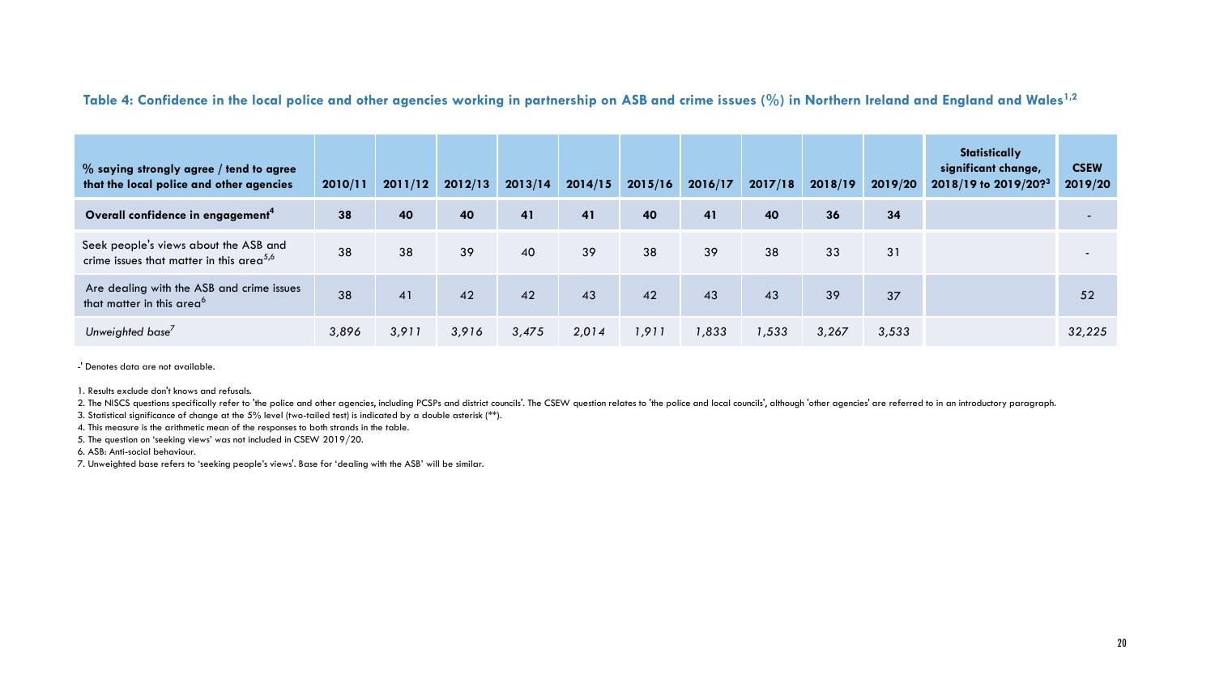### Table 4: Confidence in the local police and other agencies working in partnership on ASB and crime issues (%) in Northern Ireland and England and Wales[1,2]

| % saying strongly agree / tend to agree that the local police and other agencies | 2010/11 | 2011/12 | 2012/13 | 2013/14 | 2014/15 | 2015/16 | 2016/17 | 2017/18 | 2018/19 | 2019/20 | Statistically significant change, 2018/19 to 2019/20?[3] | CSEW 2019/20 |
|---|---|---|---|---|---|---|---|---|---|---|---|---|
| **Overall confidence in engagement[4]** | **38** | **40** | **40** | **41** | **41** | **40** | **41** | **40** | **36** | **34** | | - |
| Seek people's views about the ASB and crime issues that matter in this area[5,6] | 38 | 38 | 39 | 40 | 39 | 38 | 39 | 38 | 33 | 31 | | - |
| Are dealing with the ASB and crime issues that matter in this area[6] | 38 | 41 | 42 | 42 | 43 | 42 | 43 | 43 | 39 | 37 | | 52 |
| *Unweighted base[7]* | *3,896* | *3,911* | *3,916* | *3,475* | *2,014* | *1,911* | *1,833* | *1,533* | *3,267* | *3,533* | | *32,225* |

-' Denotes data are not available.

1. Results exclude don't knows and refusals.
2. The NISCS questions specifically refer to 'the police and other agencies, including PCSPs and district councils'. The CSEW question relates to 'the police and local councils', although 'other agencies' are referred to in an introductory paragraph.
3. Statistical significance of change at the 5% level (two-tailed test) is indicated by a double asterisk (**).
4. This measure is the arithmetic mean of the responses to both strands in the table.
5. The question on 'seeking views' was not included in CSEW 2019/20.
6. ASB: Anti-social behaviour.
7. Unweighted base refers to 'seeking people's views'. Base for 'dealing with the ASB' will be similar.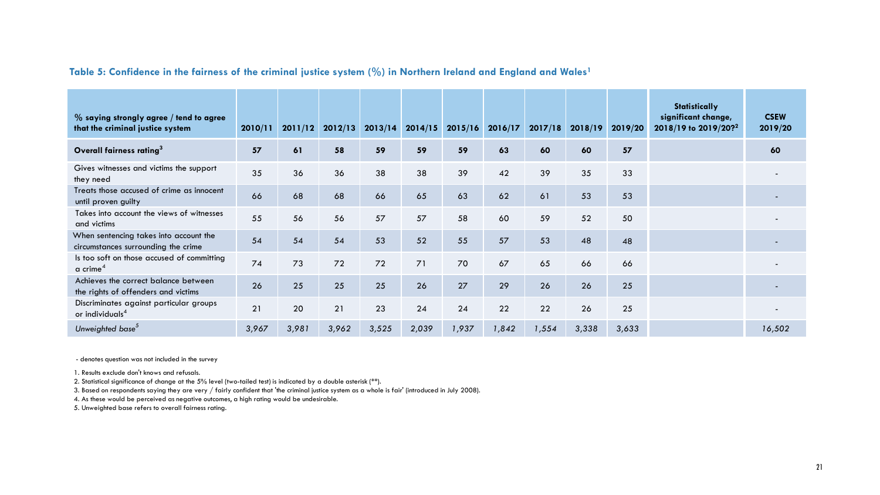### Table 5: Confidence in the fairness of the criminal justice system (%) in Northern Ireland and England and Wales[1]

| % saying strongly agree / tend to agree that the criminal justice system | 2010/11 | 2011/12 | 2012/13 | 2013/14 | 2014/15 | 2015/16 | 2016/17 | 2017/18 | 2018/19 | 2019/20 | Statistically significant change, 2018/19 to 2019/20?[2] | CSEW 2019/20 |
|---|---|---|---|---|---|---|---|---|---|---|---|---|
| **Overall fairness rating[3]** | **57** | **61** | **58** | **59** | **59** | **59** | **63** | **60** | **60** | **57** | | **60** |
| Gives witnesses and victims the support they need | 35 | 36 | 36 | 38 | 38 | 39 | 42 | 39 | 35 | 33 | | - |
| Treats those accused of crime as innocent until proven guilty | 66 | 68 | 68 | 66 | 65 | 63 | 62 | 61 | 53 | 53 | | - |
| Takes into account the views of witnesses and victims | 55 | 56 | 56 | 57 | 57 | 58 | 60 | 59 | 52 | 50 | | - |
| When sentencing takes into account the circumstances surrounding the crime | 54 | 54 | 54 | 53 | 52 | 55 | 57 | 53 | 48 | 48 | | - |
| Is too soft on those accused of committing a crime[4] | 74 | 73 | 72 | 72 | 71 | 70 | 67 | 65 | 66 | 66 | | - |
| Achieves the correct balance between the rights of offenders and victims | 26 | 25 | 25 | 25 | 26 | 27 | 29 | 26 | 26 | 25 | | - |
| Discriminates against particular groups or individuals[4] | 21 | 20 | 21 | 23 | 24 | 24 | 22 | 22 | 26 | 25 | | - |
| *Unweighted base[5]* | *3,967* | *3,981* | *3,962* | *3,525* | *2,039* | *1,937* | *1,842* | *1,554* | *3,338* | *3,633* | | *16,502* |

- denotes question was not included in the survey

1. Results exclude don't knows and refusals.
2. Statistical significance of change at the 5% level (two-tailed test) is indicated by a double asterisk (**).
3. Based on respondents saying they are very / fairly confident that 'the criminal justice system as a whole is fair' (introduced in July 2008).
4. As these would be perceived as negative outcomes, a high rating would be undesirable.
5. Unweighted base refers to overall fairness rating.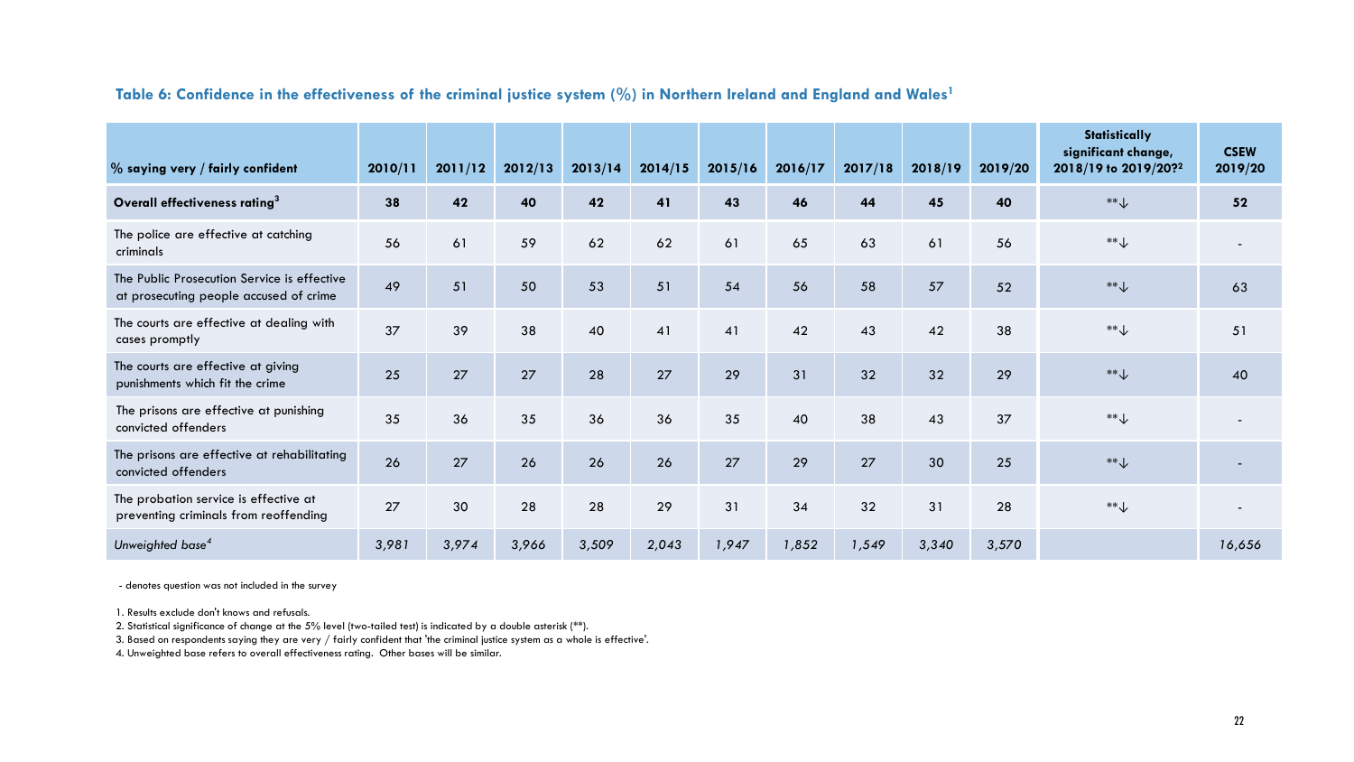**Table 6: Confidence in the effectiveness of the criminal justice system (%) in Northern Ireland and England and Wales[1]**

| % saying very / fairly confident | 2010/11 | 2011/12 | 2012/13 | 2013/14 | 2014/15 | 2015/16 | 2016/17 | 2017/18 | 2018/19 | 2019/20 | Statistically significant change, 2018/19 to 2019/20?[2] | CSEW 2019/20 |
|---|---|---|---|---|---|---|---|---|---|---|---|---|
| **Overall effectiveness rating[3]** | **38** | **42** | **40** | **42** | **41** | **43** | **46** | **44** | **45** | **40** | **↓ | **52** |
| The police are effective at catching criminals | 56 | 61 | 59 | 62 | 62 | 61 | 65 | 63 | 61 | 56 | **↓ | - |
| The Public Prosecution Service is effective at prosecuting people accused of crime | 49 | 51 | 50 | 53 | 51 | 54 | 56 | 58 | 57 | 52 | **↓ | 63 |
| The courts are effective at dealing with cases promptly | 37 | 39 | 38 | 40 | 41 | 41 | 42 | 43 | 42 | 38 | **↓ | 51 |
| The courts are effective at giving punishments which fit the crime | 25 | 27 | 27 | 28 | 27 | 29 | 31 | 32 | 32 | 29 | **↓ | 40 |
| The prisons are effective at punishing convicted offenders | 35 | 36 | 35 | 36 | 36 | 35 | 40 | 38 | 43 | 37 | **↓ | - |
| The prisons are effective at rehabilitating convicted offenders | 26 | 27 | 26 | 26 | 26 | 27 | 29 | 27 | 30 | 25 | **↓ | - |
| The probation service is effective at preventing criminals from reoffending | 27 | 30 | 28 | 28 | 29 | 31 | 34 | 32 | 31 | 28 | **↓ | - |
| *Unweighted base[4]* | *3,981* | *3,974* | *3,966* | *3,509* | *2,043* | *1,947* | *1,852* | *1,549* | *3,340* | *3,570* | | *16,656* |

- denotes question was not included in the survey

1. Results exclude don't knows and refusals.
2. Statistical significance of change at the 5% level (two-tailed test) is indicated by a double asterisk (**).
3. Based on respondents saying they are very / fairly confident that 'the criminal justice system as a whole is effective'.
4. Unweighted base refers to overall effectiveness rating. Other bases will be similar.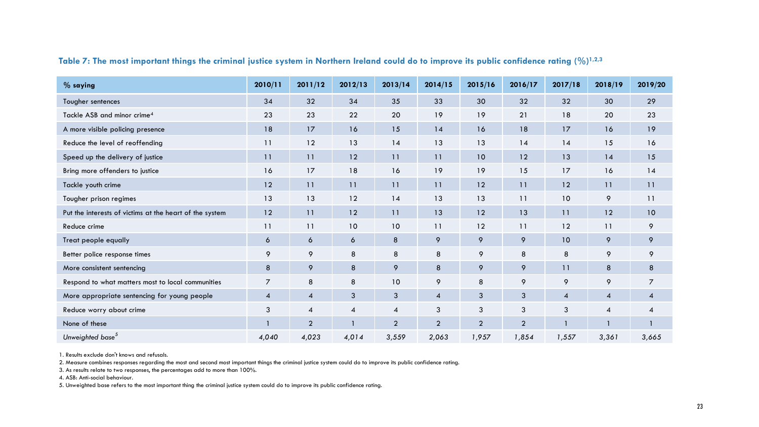### Table 7: The most important things the criminal justice system in Northern Ireland could do to improve its public confidence rating (%)[1,2,3]

| % saying | 2010/11 | 2011/12 | 2012/13 | 2013/14 | 2014/15 | 2015/16 | 2016/17 | 2017/18 | 2018/19 | 2019/20 |
|---|---|---|---|---|---|---|---|---|---|---|
| Tougher sentences | 34 | 32 | 34 | 35 | 33 | 30 | 32 | 32 | 30 | 29 |
| Tackle ASB and minor crime[4] | 23 | 23 | 22 | 20 | 19 | 19 | 21 | 18 | 20 | 23 |
| A more visible policing presence | 18 | 17 | 16 | 15 | 14 | 16 | 18 | 17 | 16 | 19 |
| Reduce the level of reoffending | 11 | 12 | 13 | 14 | 13 | 13 | 14 | 14 | 15 | 16 |
| Speed up the delivery of justice | 11 | 11 | 12 | 11 | 11 | 10 | 12 | 13 | 14 | 15 |
| Bring more offenders to justice | 16 | 17 | 18 | 16 | 19 | 19 | 15 | 17 | 16 | 14 |
| Tackle youth crime | 12 | 11 | 11 | 11 | 11 | 12 | 11 | 12 | 11 | 11 |
| Tougher prison regimes | 13 | 13 | 12 | 14 | 13 | 13 | 11 | 10 | 9 | 11 |
| Put the interests of victims at the heart of the system | 12 | 11 | 12 | 11 | 13 | 12 | 13 | 11 | 12 | 10 |
| Reduce crime | 11 | 11 | 10 | 10 | 11 | 12 | 11 | 12 | 11 | 9 |
| Treat people equally | 6 | 6 | 6 | 8 | 9 | 9 | 9 | 10 | 9 | 9 |
| Better police response times | 9 | 9 | 8 | 8 | 8 | 9 | 8 | 8 | 9 | 9 |
| More consistent sentencing | 8 | 9 | 8 | 9 | 8 | 9 | 9 | 11 | 8 | 8 |
| Respond to what matters most to local communities | 7 | 8 | 8 | 10 | 9 | 8 | 9 | 9 | 9 | 7 |
| More appropriate sentencing for young people | 4 | 4 | 3 | 3 | 4 | 3 | 3 | 4 | 4 | 4 |
| Reduce worry about crime | 3 | 4 | 4 | 4 | 3 | 3 | 3 | 3 | 4 | 4 |
| None of these | 1 | 2 | 1 | 2 | 2 | 2 | 2 | 1 | 1 | 1 |
| *Unweighted base[5]* | *4,040* | *4,023* | *4,014* | *3,559* | *2,063* | *1,957* | *1,854* | *1,557* | *3,361* | *3,665* |

1. Results exclude don't knows and refusals.
2. Measure combines responses regarding the most and second most important things the criminal justice system could do to improve its public confidence rating.
3. As results relate to two responses, the percentages add to more than 100%.
4. ASB: Anti-social behaviour.
5. Unweighted base refers to the most important thing the criminal justice system could do to improve its public confidence rating.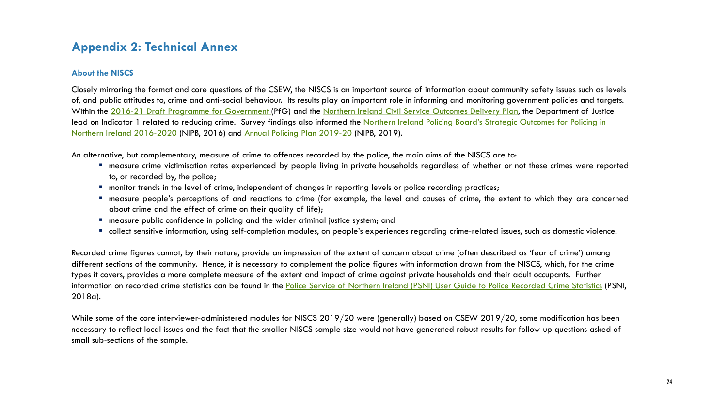## Appendix 2: Technical Annex

### About the NISCS

Closely mirroring the format and core questions of the CSEW, the NISCS is an important source of information about community safety issues such as levels of, and public attitudes to, crime and anti-social behaviour. Its results play an important role in informing and monitoring government policies and targets. Within the 2016-21 Draft Programme for Government (PfG) and the Northern Ireland Civil Service Outcomes Delivery Plan, the Department of Justice lead on Indicator 1 related to reducing crime. Survey findings also informed the Northern Ireland Policing Board's Strategic Outcomes for Policing in Northern Ireland 2016-2020 (NIPB, 2016) and Annual Policing Plan 2019-20 (NIPB, 2019).

An alternative, but complementary, measure of crime to offences recorded by the police, the main aims of the NISCS are to:

- measure crime victimisation rates experienced by people living in private households regardless of whether or not these crimes were reported to, or recorded by, the police;
- monitor trends in the level of crime, independent of changes in reporting levels or police recording practices;
- measure people's perceptions of and reactions to crime (for example, the level and causes of crime, the extent to which they are concerned about crime and the effect of crime on their quality of life);
- measure public confidence in policing and the wider criminal justice system; and
- collect sensitive information, using self-completion modules, on people's experiences regarding crime-related issues, such as domestic violence.

Recorded crime figures cannot, by their nature, provide an impression of the extent of concern about crime (often described as 'fear of crime') among different sections of the community. Hence, it is necessary to complement the police figures with information drawn from the NISCS, which, for the crime types it covers, provides a more complete measure of the extent and impact of crime against private households and their adult occupants. Further information on recorded crime statistics can be found in the Police Service of Northern Ireland (PSNI) User Guide to Police Recorded Crime Statistics (PSNI, 2018a).

While some of the core interviewer-administered modules for NISCS 2019/20 were (generally) based on CSEW 2019/20, some modification has been necessary to reflect local issues and the fact that the smaller NISCS sample size would not have generated robust results for follow-up questions asked of small sub-sections of the sample.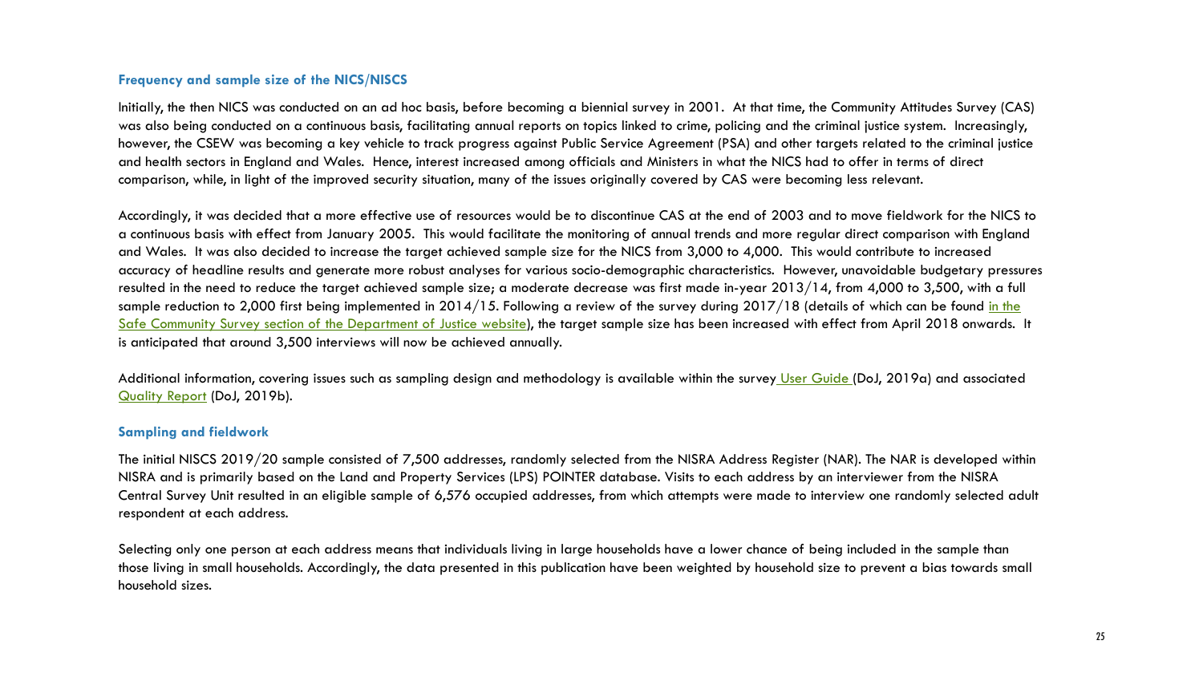### Frequency and sample size of the NICS/NISCS

Initially, the then NICS was conducted on an ad hoc basis, before becoming a biennial survey in 2001. At that time, the Community Attitudes Survey (CAS) was also being conducted on a continuous basis, facilitating annual reports on topics linked to crime, policing and the criminal justice system. Increasingly, however, the CSEW was becoming a key vehicle to track progress against Public Service Agreement (PSA) and other targets related to the criminal justice and health sectors in England and Wales. Hence, interest increased among officials and Ministers in what the NICS had to offer in terms of direct comparison, while, in light of the improved security situation, many of the issues originally covered by CAS were becoming less relevant.

Accordingly, it was decided that a more effective use of resources would be to discontinue CAS at the end of 2003 and to move fieldwork for the NICS to a continuous basis with effect from January 2005. This would facilitate the monitoring of annual trends and more regular direct comparison with England and Wales. It was also decided to increase the target achieved sample size for the NICS from 3,000 to 4,000. This would contribute to increased accuracy of headline results and generate more robust analyses for various socio-demographic characteristics. However, unavoidable budgetary pressures resulted in the need to reduce the target achieved sample size; a moderate decrease was first made in-year 2013/14, from 4,000 to 3,500, with a full sample reduction to 2,000 first being implemented in 2014/15. Following a review of the survey during 2017/18 (details of which can be found in the Safe Community Survey section of the Department of Justice website), the target sample size has been increased with effect from April 2018 onwards. It is anticipated that around 3,500 interviews will now be achieved annually.

Additional information, covering issues such as sampling design and methodology is available within the survey User Guide (DoJ, 2019a) and associated Quality Report (DoJ, 2019b).

### Sampling and fieldwork

The initial NISCS 2019/20 sample consisted of 7,500 addresses, randomly selected from the NISRA Address Register (NAR). The NAR is developed within NISRA and is primarily based on the Land and Property Services (LPS) POINTER database. Visits to each address by an interviewer from the NISRA Central Survey Unit resulted in an eligible sample of 6,576 occupied addresses, from which attempts were made to interview one randomly selected adult respondent at each address.

Selecting only one person at each address means that individuals living in large households have a lower chance of being included in the sample than those living in small households. Accordingly, the data presented in this publication have been weighted by household size to prevent a bias towards small household sizes.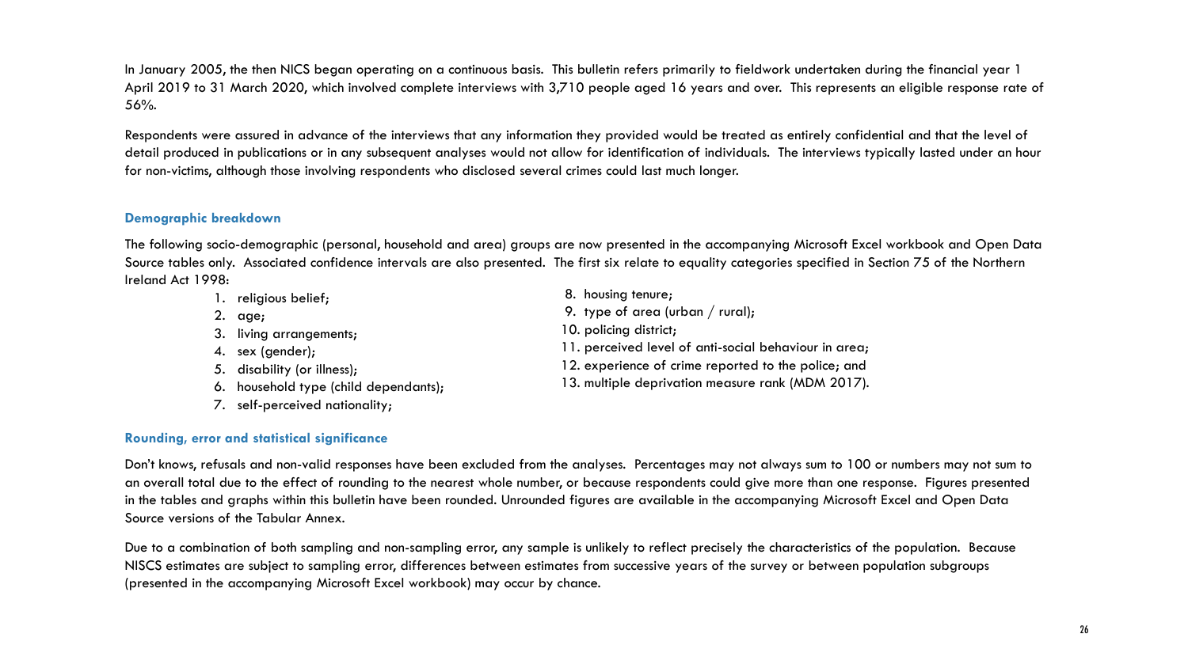In January 2005, the then NICS began operating on a continuous basis. This bulletin refers primarily to fieldwork undertaken during the financial year 1 April 2019 to 31 March 2020, which involved complete interviews with 3,710 people aged 16 years and over. This represents an eligible response rate of 56%.

Respondents were assured in advance of the interviews that any information they provided would be treated as entirely confidential and that the level of detail produced in publications or in any subsequent analyses would not allow for identification of individuals. The interviews typically lasted under an hour for non-victims, although those involving respondents who disclosed several crimes could last much longer.

### Demographic breakdown

The following socio-demographic (personal, household and area) groups are now presented in the accompanying Microsoft Excel workbook and Open Data Source tables only. Associated confidence intervals are also presented. The first six relate to equality categories specified in Section 75 of the Northern Ireland Act 1998:

1. religious belief;
2. age;
3. living arrangements;
4. sex (gender);
5. disability (or illness);
6. household type (child dependants);
7. self-perceived nationality;
8. housing tenure;
9. type of area (urban / rural);
10. policing district;
11. perceived level of anti-social behaviour in area;
12. experience of crime reported to the police; and
13. multiple deprivation measure rank (MDM 2017).

### Rounding, error and statistical significance

Don't knows, refusals and non-valid responses have been excluded from the analyses. Percentages may not always sum to 100 or numbers may not sum to an overall total due to the effect of rounding to the nearest whole number, or because respondents could give more than one response. Figures presented in the tables and graphs within this bulletin have been rounded. Unrounded figures are available in the accompanying Microsoft Excel and Open Data Source versions of the Tabular Annex.

Due to a combination of both sampling and non-sampling error, any sample is unlikely to reflect precisely the characteristics of the population. Because NISCS estimates are subject to sampling error, differences between estimates from successive years of the survey or between population subgroups (presented in the accompanying Microsoft Excel workbook) may occur by chance.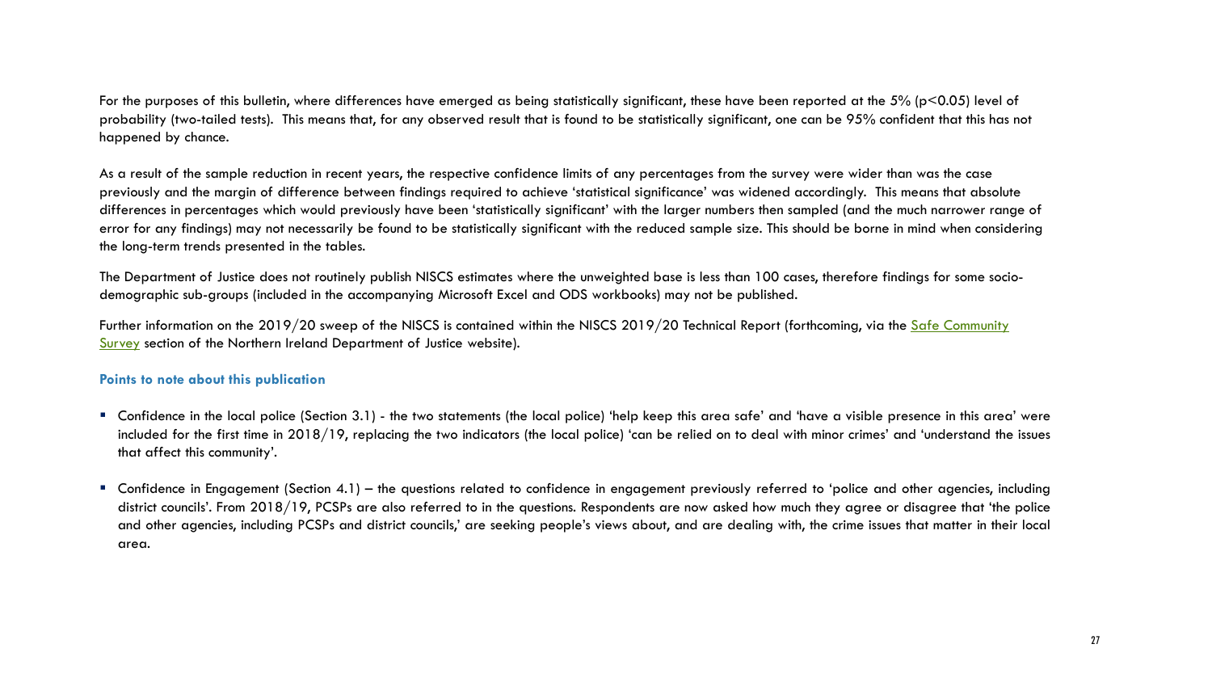For the purposes of this bulletin, where differences have emerged as being statistically significant, these have been reported at the 5% ($p<0.05$) level of probability (two-tailed tests). This means that, for any observed result that is found to be statistically significant, one can be 95% confident that this has not happened by chance.

As a result of the sample reduction in recent years, the respective confidence limits of any percentages from the survey were wider than was the case previously and the margin of difference between findings required to achieve 'statistical significance' was widened accordingly. This means that absolute differences in percentages which would previously have been 'statistically significant' with the larger numbers then sampled (and the much narrower range of error for any findings) may not necessarily be found to be statistically significant with the reduced sample size. This should be borne in mind when considering the long-term trends presented in the tables.

The Department of Justice does not routinely publish NISCS estimates where the unweighted base is less than 100 cases, therefore findings for some socio-demographic sub-groups (included in the accompanying Microsoft Excel and ODS workbooks) may not be published.

Further information on the 2019/20 sweep of the NISCS is contained within the NISCS 2019/20 Technical Report (forthcoming, via the Safe Community Survey section of the Northern Ireland Department of Justice website).

**Points to note about this publication**

- Confidence in the local police (Section 3.1) - the two statements (the local police) 'help keep this area safe' and 'have a visible presence in this area' were included for the first time in 2018/19, replacing the two indicators (the local police) 'can be relied on to deal with minor crimes' and 'understand the issues that affect this community'.

- Confidence in Engagement (Section 4.1) – the questions related to confidence in engagement previously referred to 'police and other agencies, including district councils'. From 2018/19, PCSPs are also referred to in the questions. Respondents are now asked how much they agree or disagree that 'the police and other agencies, including PCSPs and district councils,' are seeking people's views about, and are dealing with, the crime issues that matter in their local area.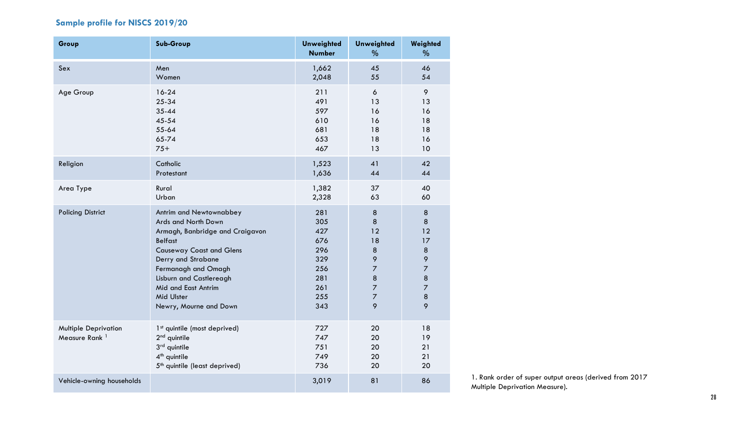## Sample profile for NISCS 2019/20

| Group | Sub-Group | Unweighted Number | Unweighted % | Weighted % |
|---|---|---|---|---|
| Sex | Men | 1,662 | 45 | 46 |
| | Women | 2,048 | 55 | 54 |
| Age Group | 16-24 | 211 | 6 | 9 |
| | 25-34 | 491 | 13 | 13 |
| | 35-44 | 597 | 16 | 16 |
| | 45-54 | 610 | 16 | 18 |
| | 55-64 | 681 | 18 | 18 |
| | 65-74 | 653 | 18 | 16 |
| | 75+ | 467 | 13 | 10 |
| Religion | Catholic | 1,523 | 41 | 42 |
| | Protestant | 1,636 | 44 | 44 |
| Area Type | Rural | 1,382 | 37 | 40 |
| | Urban | 2,328 | 63 | 60 |
| Policing District | Antrim and Newtownabbey | 281 | 8 | 8 |
| | Ards and North Down | 305 | 8 | 8 |
| | Armagh, Banbridge and Craigavon | 427 | 12 | 12 |
| | Belfast | 676 | 18 | 17 |
| | Causeway Coast and Glens | 296 | 8 | 8 |
| | Derry and Strabane | 329 | 9 | 9 |
| | Fermanagh and Omagh | 256 | 7 | 7 |
| | Lisburn and Castlereagh | 281 | 8 | 8 |
| | Mid and East Antrim | 261 | 7 | 7 |
| | Mid Ulster | 255 | 7 | 8 |
| | Newry, Mourne and Down | 343 | 9 | 9 |
| Multiple Deprivation Measure Rank [1] | 1st quintile (most deprived) | 727 | 20 | 18 |
| | 2nd quintile | 747 | 20 | 19 |
| | 3rd quintile | 751 | 20 | 21 |
| | 4th quintile | 749 | 20 | 21 |
| | 5th quintile (least deprived) | 736 | 20 | 20 |
| Vehicle-owning households | | 3,019 | 81 | 86 |

1. Rank order of super output areas (derived from 2017 Multiple Deprivation Measure).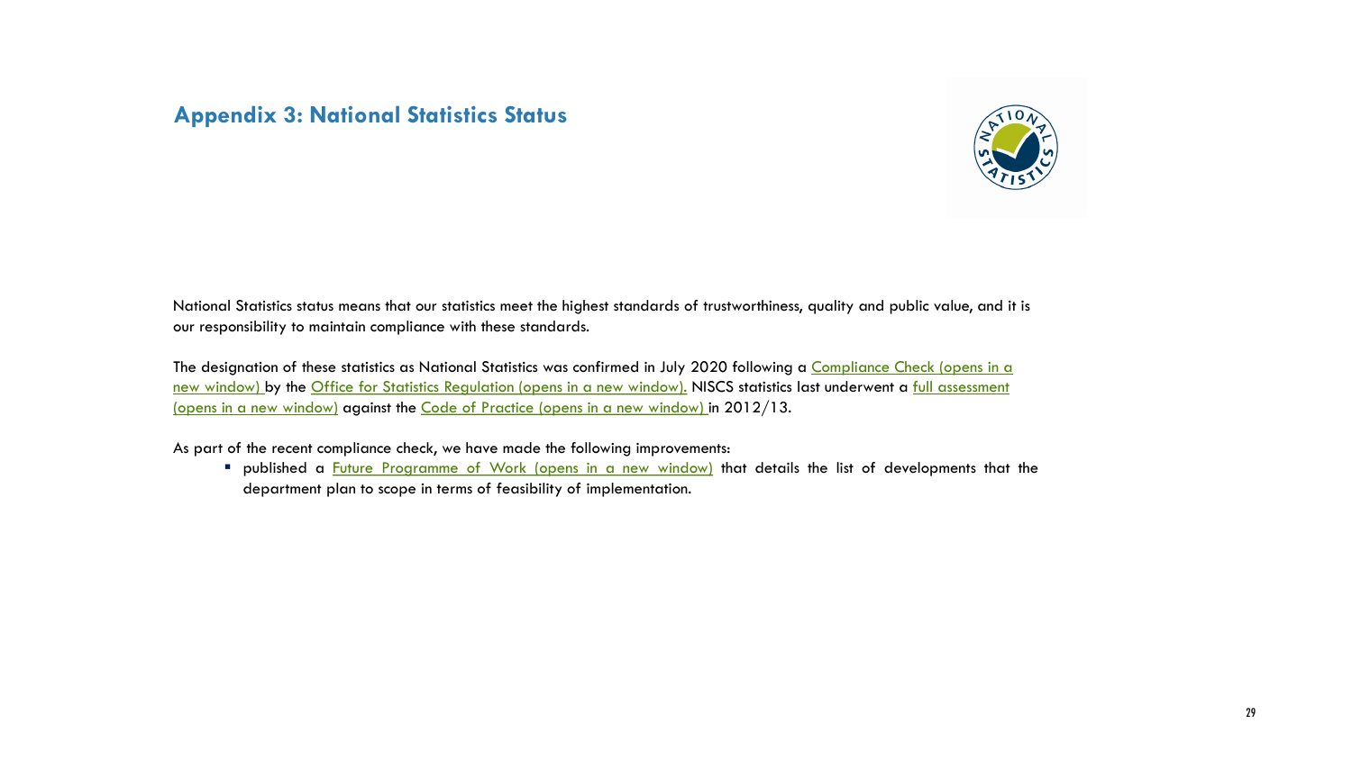## Appendix 3: National Statistics Status

National Statistics status means that our statistics meet the highest standards of trustworthiness, quality and public value, and it is our responsibility to maintain compliance with these standards.

The designation of these statistics as National Statistics was confirmed in July 2020 following a Compliance Check (opens in a new window) by the Office for Statistics Regulation (opens in a new window). NISCS statistics last underwent a full assessment (opens in a new window) against the Code of Practice (opens in a new window) in 2012/13.

As part of the recent compliance check, we have made the following improvements:

- published a Future Programme of Work (opens in a new window) that details the list of developments that the department plan to scope in terms of feasibility of implementation.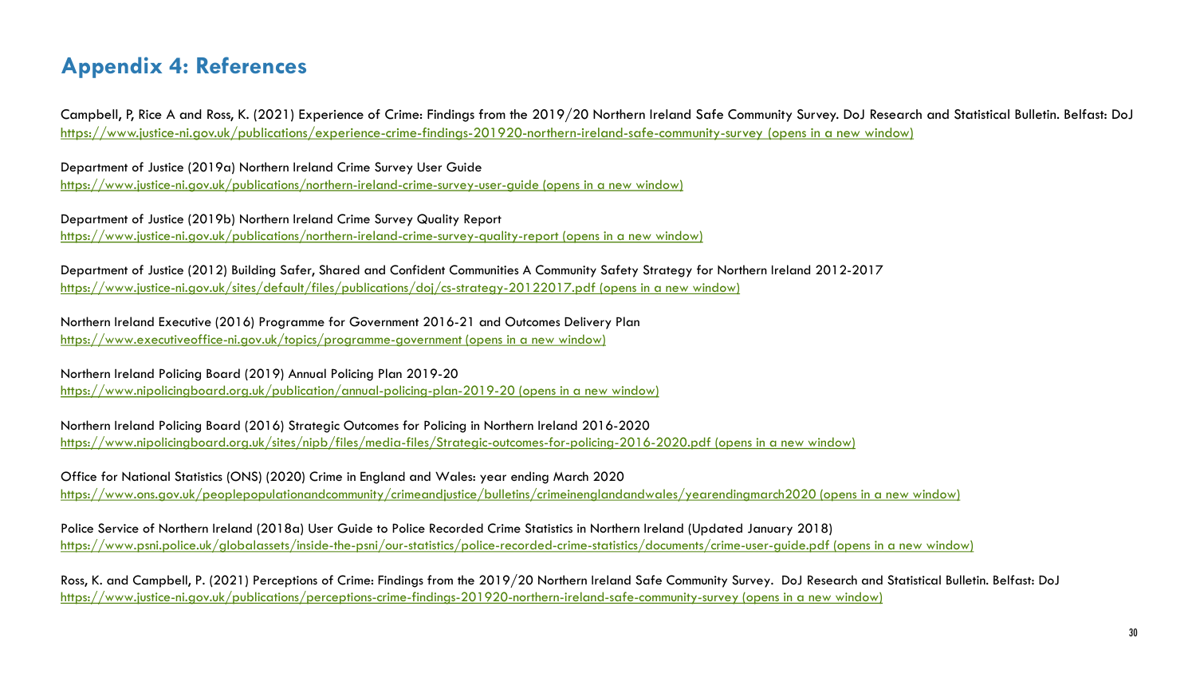## Appendix 4: References

Campbell, P, Rice A and Ross, K. (2021) Experience of Crime: Findings from the 2019/20 Northern Ireland Safe Community Survey. DoJ Research and Statistical Bulletin. Belfast: DoJ
https://www.justice-ni.gov.uk/publications/experience-crime-findings-201920-northern-ireland-safe-community-survey (opens in a new window)

Department of Justice (2019a) Northern Ireland Crime Survey User Guide
https://www.justice-ni.gov.uk/publications/northern-ireland-crime-survey-user-guide (opens in a new window)

Department of Justice (2019b) Northern Ireland Crime Survey Quality Report
https://www.justice-ni.gov.uk/publications/northern-ireland-crime-survey-quality-report (opens in a new window)

Department of Justice (2012) Building Safer, Shared and Confident Communities A Community Safety Strategy for Northern Ireland 2012-2017
https://www.justice-ni.gov.uk/sites/default/files/publications/doj/cs-strategy-20122017.pdf (opens in a new window)

Northern Ireland Executive (2016) Programme for Government 2016-21 and Outcomes Delivery Plan
https://www.executiveoffice-ni.gov.uk/topics/programme-government (opens in a new window)

Northern Ireland Policing Board (2019) Annual Policing Plan 2019-20
https://www.nipolicingboard.org.uk/publication/annual-policing-plan-2019-20 (opens in a new window)

Northern Ireland Policing Board (2016) Strategic Outcomes for Policing in Northern Ireland 2016-2020
https://www.nipolicingboard.org.uk/sites/nipb/files/media-files/Strategic-outcomes-for-policing-2016-2020.pdf (opens in a new window)

Office for National Statistics (ONS) (2020) Crime in England and Wales: year ending March 2020
https://www.ons.gov.uk/peoplepopulationandcommunity/crimeandjustice/bulletins/crimeinenglandandwales/yearendingmarch2020 (opens in a new window)

Police Service of Northern Ireland (2018a) User Guide to Police Recorded Crime Statistics in Northern Ireland (Updated January 2018)
https://www.psni.police.uk/globalassets/inside-the-psni/our-statistics/police-recorded-crime-statistics/documents/crime-user-guide.pdf (opens in a new window)

Ross, K. and Campbell, P. (2021) Perceptions of Crime: Findings from the 2019/20 Northern Ireland Safe Community Survey. DoJ Research and Statistical Bulletin. Belfast: DoJ
https://www.justice-ni.gov.uk/publications/perceptions-crime-findings-201920-northern-ireland-safe-community-survey (opens in a new window)